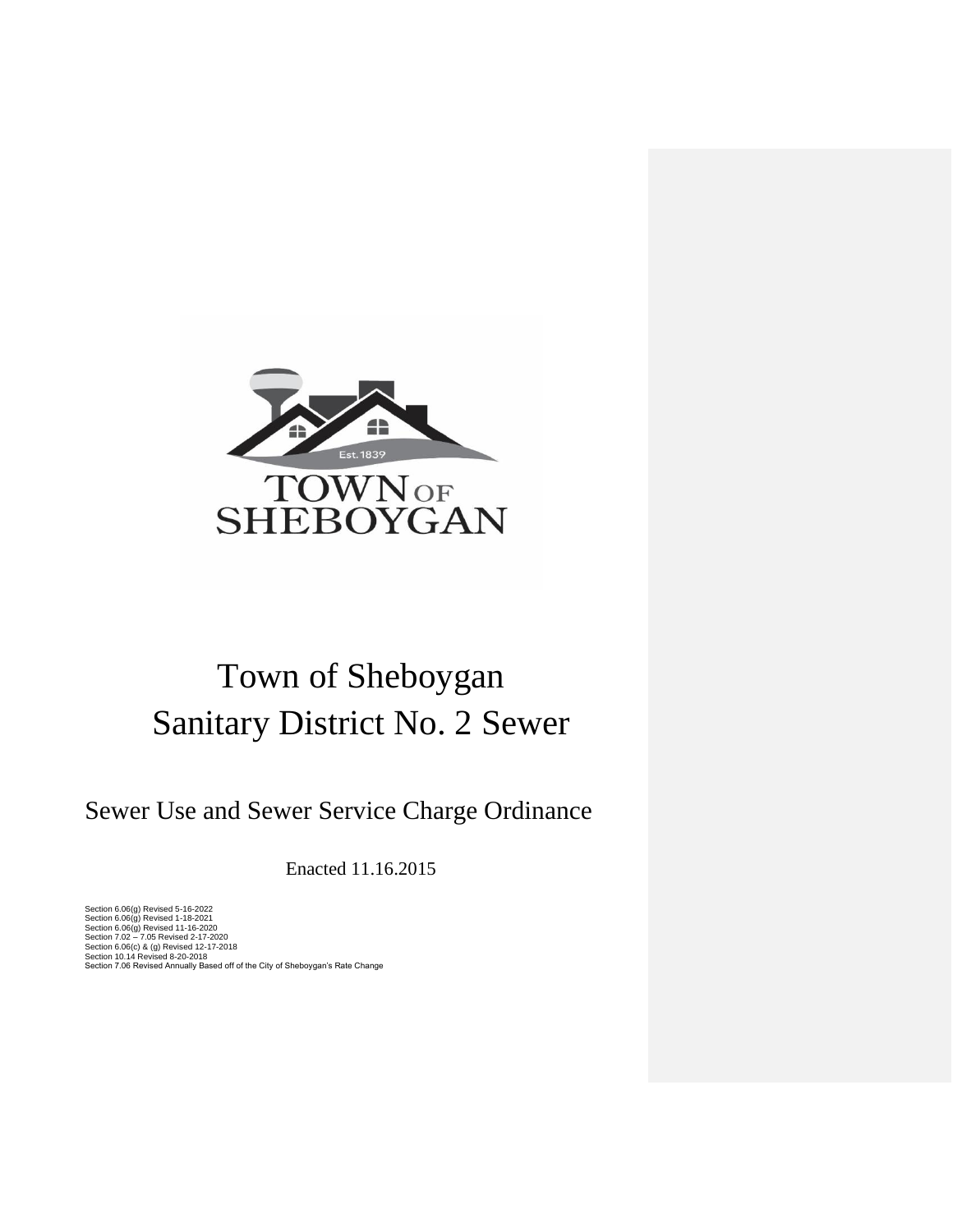TOWN OF SHEBOYGAN

Est. 1839

# Town of Sheboygan
# Sanitary District No. 2 Sewer

## Sewer Use and Sewer Service Charge Ordinance

Enacted 11.16.2015

Section 6.06(g) Revised 5-16-2022
Section 6.06(g) Revised 1-18-2021
Section 6.06(g) Revised 11-16-2020
Section 7.02 – 7.05 Revised 2-17-2020
Section 6.06(c) & (g) Revised 12-17-2018
Section 10.14 Revised 8-20-2018
Section 7.06 Revised Annually Based off of the City of Sheboygan's Rate Change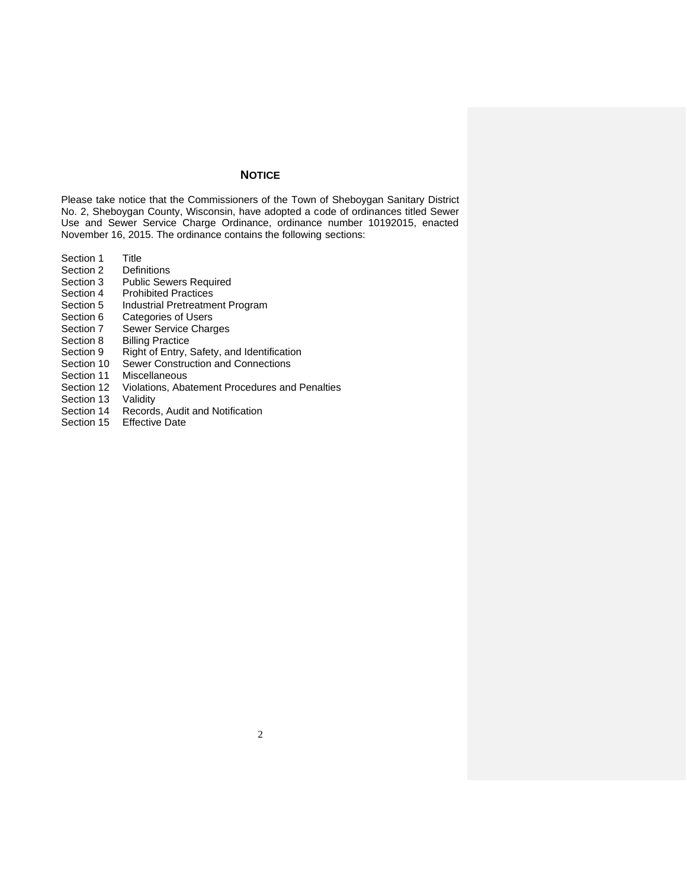## NOTICE

Please take notice that the Commissioners of the Town of Sheboygan Sanitary District No. 2, Sheboygan County, Wisconsin, have adopted a code of ordinances titled Sewer Use and Sewer Service Charge Ordinance, ordinance number 10192015, enacted November 16, 2015. The ordinance contains the following sections:

Section 1 Title
Section 2 Definitions
Section 3 Public Sewers Required
Section 4 Prohibited Practices
Section 5 Industrial Pretreatment Program
Section 6 Categories of Users
Section 7 Sewer Service Charges
Section 8 Billing Practice
Section 9 Right of Entry, Safety, and Identification
Section 10 Sewer Construction and Connections
Section 11 Miscellaneous
Section 12 Violations, Abatement Procedures and Penalties
Section 13 Validity
Section 14 Records, Audit and Notification
Section 15 Effective Date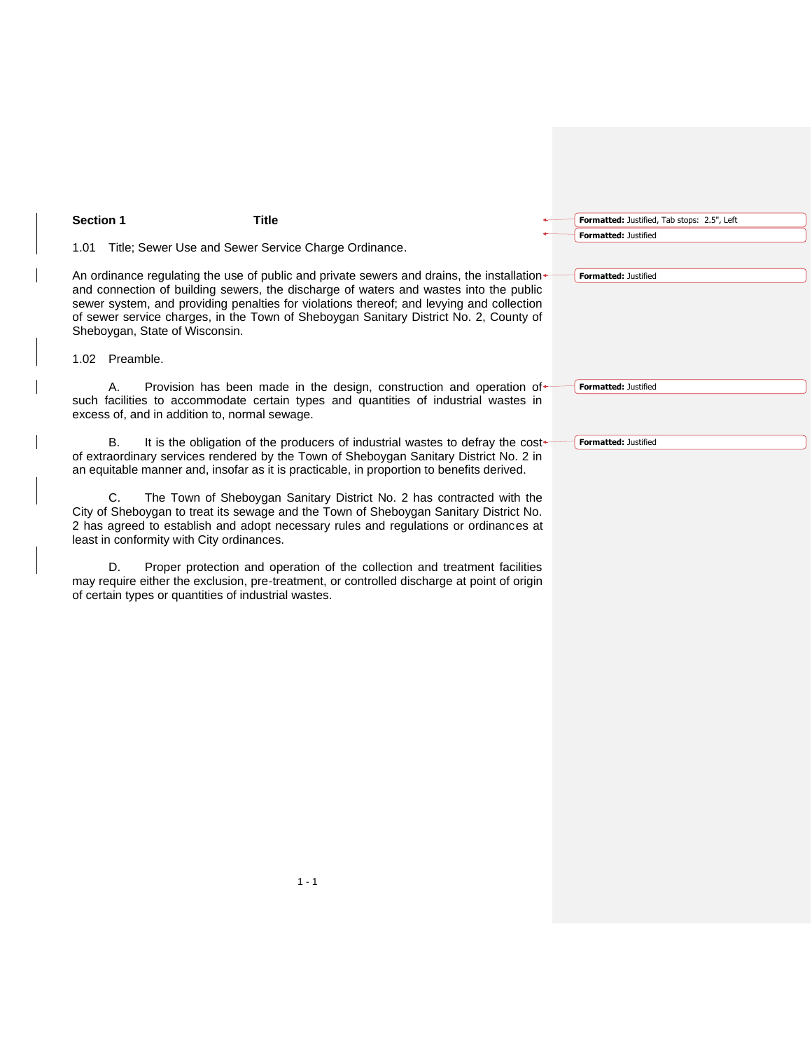## Section 1 Title

1.01 Title; Sewer Use and Sewer Service Charge Ordinance.

An ordinance regulating the use of public and private sewers and drains, the installation and connection of building sewers, the discharge of waters and wastes into the public sewer system, and providing penalties for violations thereof; and levying and collection of sewer service charges, in the Town of Sheboygan Sanitary District No. 2, County of Sheboygan, State of Wisconsin.

1.02 Preamble.

A. Provision has been made in the design, construction and operation of such facilities to accommodate certain types and quantities of industrial wastes in excess of, and in addition to, normal sewage.

B. It is the obligation of the producers of industrial wastes to defray the cost of extraordinary services rendered by the Town of Sheboygan Sanitary District No. 2 in an equitable manner and, insofar as it is practicable, in proportion to benefits derived.

C. The Town of Sheboygan Sanitary District No. 2 has contracted with the City of Sheboygan to treat its sewage and the Town of Sheboygan Sanitary District No. 2 has agreed to establish and adopt necessary rules and regulations or ordinances at least in conformity with City ordinances.

D. Proper protection and operation of the collection and treatment facilities may require either the exclusion, pre-treatment, or controlled discharge at point of origin of certain types or quantities of industrial wastes.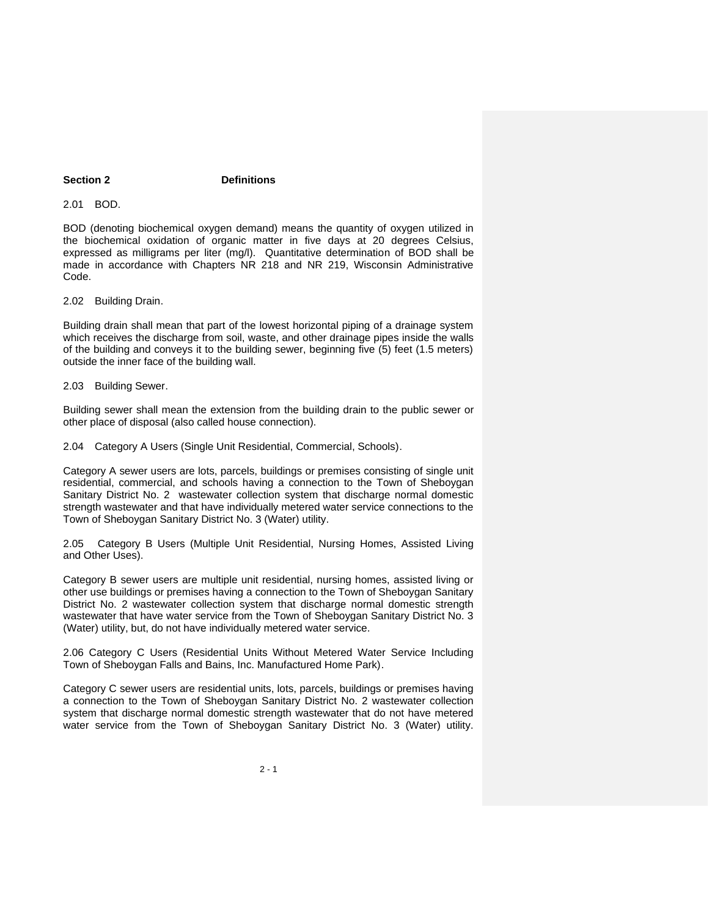## Section 2 Definitions

2.01 BOD.

BOD (denoting biochemical oxygen demand) means the quantity of oxygen utilized in the biochemical oxidation of organic matter in five days at 20 degrees Celsius, expressed as milligrams per liter (mg/l). Quantitative determination of BOD shall be made in accordance with Chapters NR 218 and NR 219, Wisconsin Administrative Code.

2.02 Building Drain.

Building drain shall mean that part of the lowest horizontal piping of a drainage system which receives the discharge from soil, waste, and other drainage pipes inside the walls of the building and conveys it to the building sewer, beginning five (5) feet (1.5 meters) outside the inner face of the building wall.

2.03 Building Sewer.

Building sewer shall mean the extension from the building drain to the public sewer or other place of disposal (also called house connection).

2.04 Category A Users (Single Unit Residential, Commercial, Schools).

Category A sewer users are lots, parcels, buildings or premises consisting of single unit residential, commercial, and schools having a connection to the Town of Sheboygan Sanitary District No. 2 wastewater collection system that discharge normal domestic strength wastewater and that have individually metered water service connections to the Town of Sheboygan Sanitary District No. 3 (Water) utility.

2.05 Category B Users (Multiple Unit Residential, Nursing Homes, Assisted Living and Other Uses).

Category B sewer users are multiple unit residential, nursing homes, assisted living or other use buildings or premises having a connection to the Town of Sheboygan Sanitary District No. 2 wastewater collection system that discharge normal domestic strength wastewater that have water service from the Town of Sheboygan Sanitary District No. 3 (Water) utility, but, do not have individually metered water service.

2.06 Category C Users (Residential Units Without Metered Water Service Including Town of Sheboygan Falls and Bains, Inc. Manufactured Home Park).

Category C sewer users are residential units, lots, parcels, buildings or premises having a connection to the Town of Sheboygan Sanitary District No. 2 wastewater collection system that discharge normal domestic strength wastewater that do not have metered water service from the Town of Sheboygan Sanitary District No. 3 (Water) utility.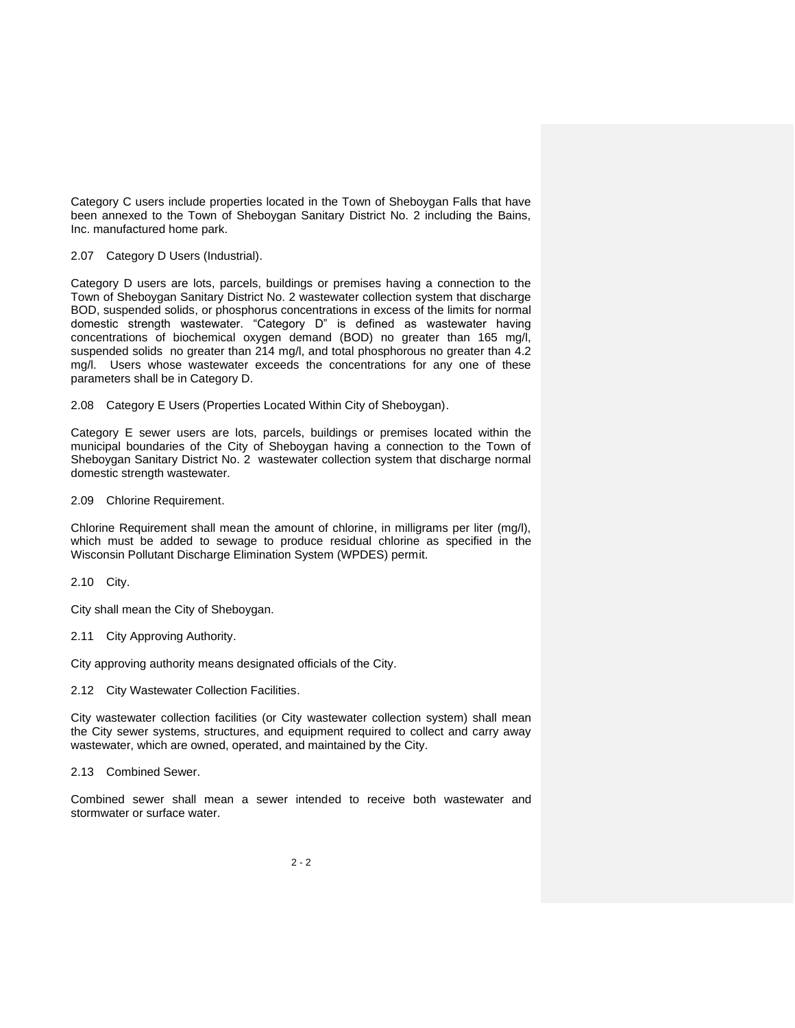Category C users include properties located in the Town of Sheboygan Falls that have been annexed to the Town of Sheboygan Sanitary District No. 2 including the Bains, Inc. manufactured home park.

2.07 Category D Users (Industrial).

Category D users are lots, parcels, buildings or premises having a connection to the Town of Sheboygan Sanitary District No. 2 wastewater collection system that discharge BOD, suspended solids, or phosphorus concentrations in excess of the limits for normal domestic strength wastewater. "Category D" is defined as wastewater having concentrations of biochemical oxygen demand (BOD) no greater than 165 mg/l, suspended solids no greater than 214 mg/l, and total phosphorous no greater than 4.2 mg/l. Users whose wastewater exceeds the concentrations for any one of these parameters shall be in Category D.

2.08 Category E Users (Properties Located Within City of Sheboygan).

Category E sewer users are lots, parcels, buildings or premises located within the municipal boundaries of the City of Sheboygan having a connection to the Town of Sheboygan Sanitary District No. 2 wastewater collection system that discharge normal domestic strength wastewater.

2.09 Chlorine Requirement.

Chlorine Requirement shall mean the amount of chlorine, in milligrams per liter (mg/l), which must be added to sewage to produce residual chlorine as specified in the Wisconsin Pollutant Discharge Elimination System (WPDES) permit.

2.10 City.

City shall mean the City of Sheboygan.

2.11 City Approving Authority.

City approving authority means designated officials of the City.

2.12 City Wastewater Collection Facilities.

City wastewater collection facilities (or City wastewater collection system) shall mean the City sewer systems, structures, and equipment required to collect and carry away wastewater, which are owned, operated, and maintained by the City.

2.13 Combined Sewer.

Combined sewer shall mean a sewer intended to receive both wastewater and stormwater or surface water.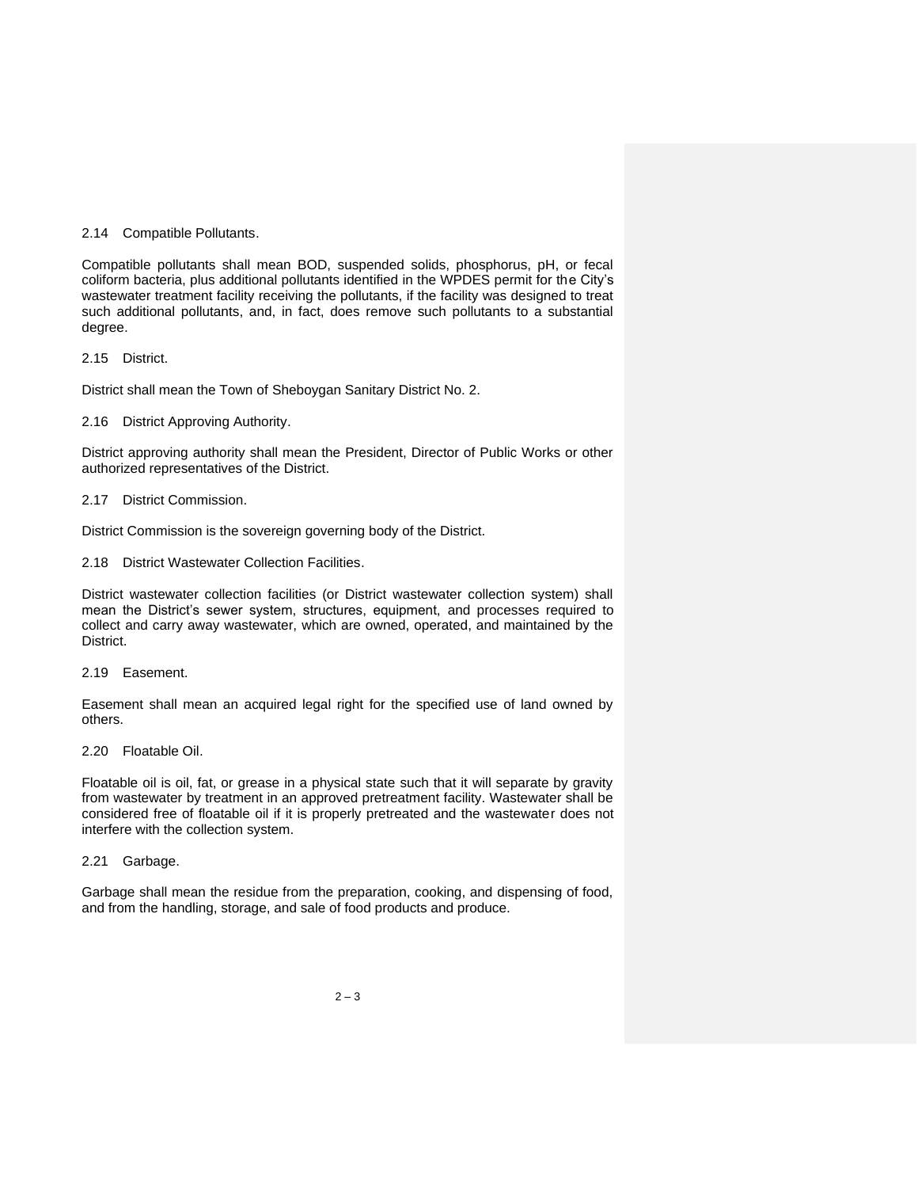2.14 Compatible Pollutants.

Compatible pollutants shall mean BOD, suspended solids, phosphorus, pH, or fecal coliform bacteria, plus additional pollutants identified in the WPDES permit for the City's wastewater treatment facility receiving the pollutants, if the facility was designed to treat such additional pollutants, and, in fact, does remove such pollutants to a substantial degree.

2.15 District.

District shall mean the Town of Sheboygan Sanitary District No. 2.

2.16 District Approving Authority.

District approving authority shall mean the President, Director of Public Works or other authorized representatives of the District.

2.17 District Commission.

District Commission is the sovereign governing body of the District.

2.18 District Wastewater Collection Facilities.

District wastewater collection facilities (or District wastewater collection system) shall mean the District's sewer system, structures, equipment, and processes required to collect and carry away wastewater, which are owned, operated, and maintained by the District.

2.19 Easement.

Easement shall mean an acquired legal right for the specified use of land owned by others.

2.20 Floatable Oil.

Floatable oil is oil, fat, or grease in a physical state such that it will separate by gravity from wastewater by treatment in an approved pretreatment facility. Wastewater shall be considered free of floatable oil if it is properly pretreated and the wastewater does not interfere with the collection system.

2.21 Garbage.

Garbage shall mean the residue from the preparation, cooking, and dispensing of food, and from the handling, storage, and sale of food products and produce.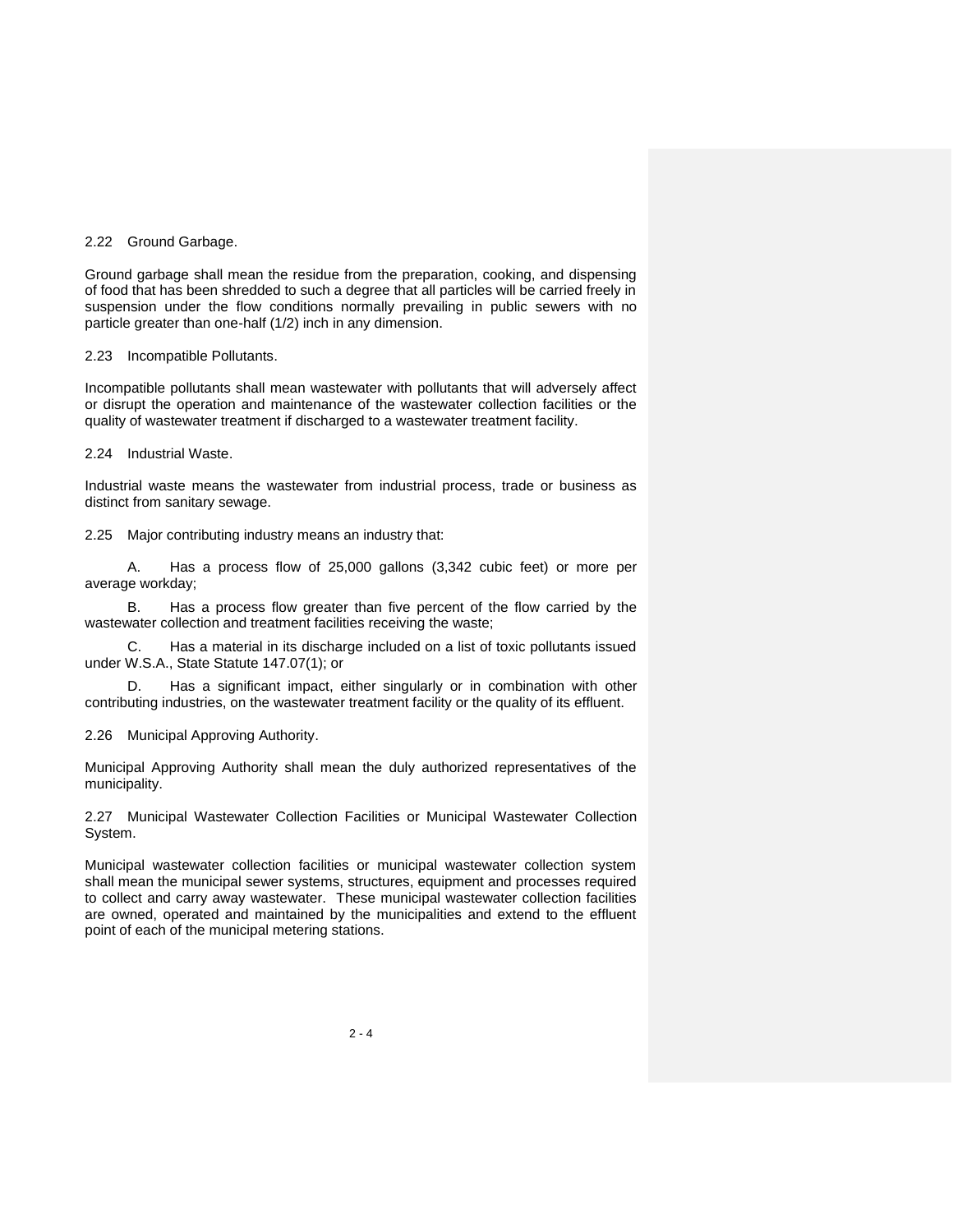2.22 Ground Garbage.

Ground garbage shall mean the residue from the preparation, cooking, and dispensing of food that has been shredded to such a degree that all particles will be carried freely in suspension under the flow conditions normally prevailing in public sewers with no particle greater than one-half (1/2) inch in any dimension.

2.23 Incompatible Pollutants.

Incompatible pollutants shall mean wastewater with pollutants that will adversely affect or disrupt the operation and maintenance of the wastewater collection facilities or the quality of wastewater treatment if discharged to a wastewater treatment facility.

2.24 Industrial Waste.

Industrial waste means the wastewater from industrial process, trade or business as distinct from sanitary sewage.

2.25 Major contributing industry means an industry that:

A. Has a process flow of 25,000 gallons (3,342 cubic feet) or more per average workday;

B. Has a process flow greater than five percent of the flow carried by the wastewater collection and treatment facilities receiving the waste;

C. Has a material in its discharge included on a list of toxic pollutants issued under W.S.A., State Statute 147.07(1); or

D. Has a significant impact, either singularly or in combination with other contributing industries, on the wastewater treatment facility or the quality of its effluent.

2.26 Municipal Approving Authority.

Municipal Approving Authority shall mean the duly authorized representatives of the municipality.

2.27 Municipal Wastewater Collection Facilities or Municipal Wastewater Collection System.

Municipal wastewater collection facilities or municipal wastewater collection system shall mean the municipal sewer systems, structures, equipment and processes required to collect and carry away wastewater. These municipal wastewater collection facilities are owned, operated and maintained by the municipalities and extend to the effluent point of each of the municipal metering stations.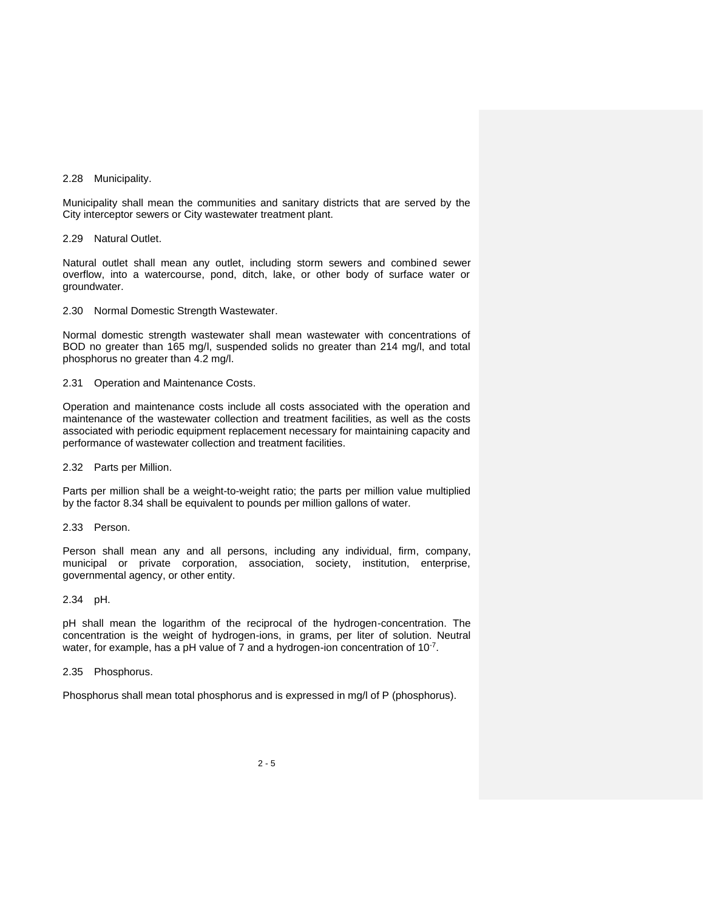### 2.28 Municipality.

Municipality shall mean the communities and sanitary districts that are served by the City interceptor sewers or City wastewater treatment plant.

### 2.29 Natural Outlet.

Natural outlet shall mean any outlet, including storm sewers and combined sewer overflow, into a watercourse, pond, ditch, lake, or other body of surface water or groundwater.

### 2.30 Normal Domestic Strength Wastewater.

Normal domestic strength wastewater shall mean wastewater with concentrations of BOD no greater than 165 mg/l, suspended solids no greater than 214 mg/l, and total phosphorus no greater than 4.2 mg/l.

### 2.31 Operation and Maintenance Costs.

Operation and maintenance costs include all costs associated with the operation and maintenance of the wastewater collection and treatment facilities, as well as the costs associated with periodic equipment replacement necessary for maintaining capacity and performance of wastewater collection and treatment facilities.

### 2.32 Parts per Million.

Parts per million shall be a weight-to-weight ratio; the parts per million value multiplied by the factor 8.34 shall be equivalent to pounds per million gallons of water.

### 2.33 Person.

Person shall mean any and all persons, including any individual, firm, company, municipal or private corporation, association, society, institution, enterprise, governmental agency, or other entity.

### 2.34 pH.

pH shall mean the logarithm of the reciprocal of the hydrogen-concentration. The concentration is the weight of hydrogen-ions, in grams, per liter of solution. Neutral water, for example, has a pH value of 7 and a hydrogen-ion concentration of $10^{-7}$.

### 2.35 Phosphorus.

Phosphorus shall mean total phosphorus and is expressed in mg/l of P (phosphorus).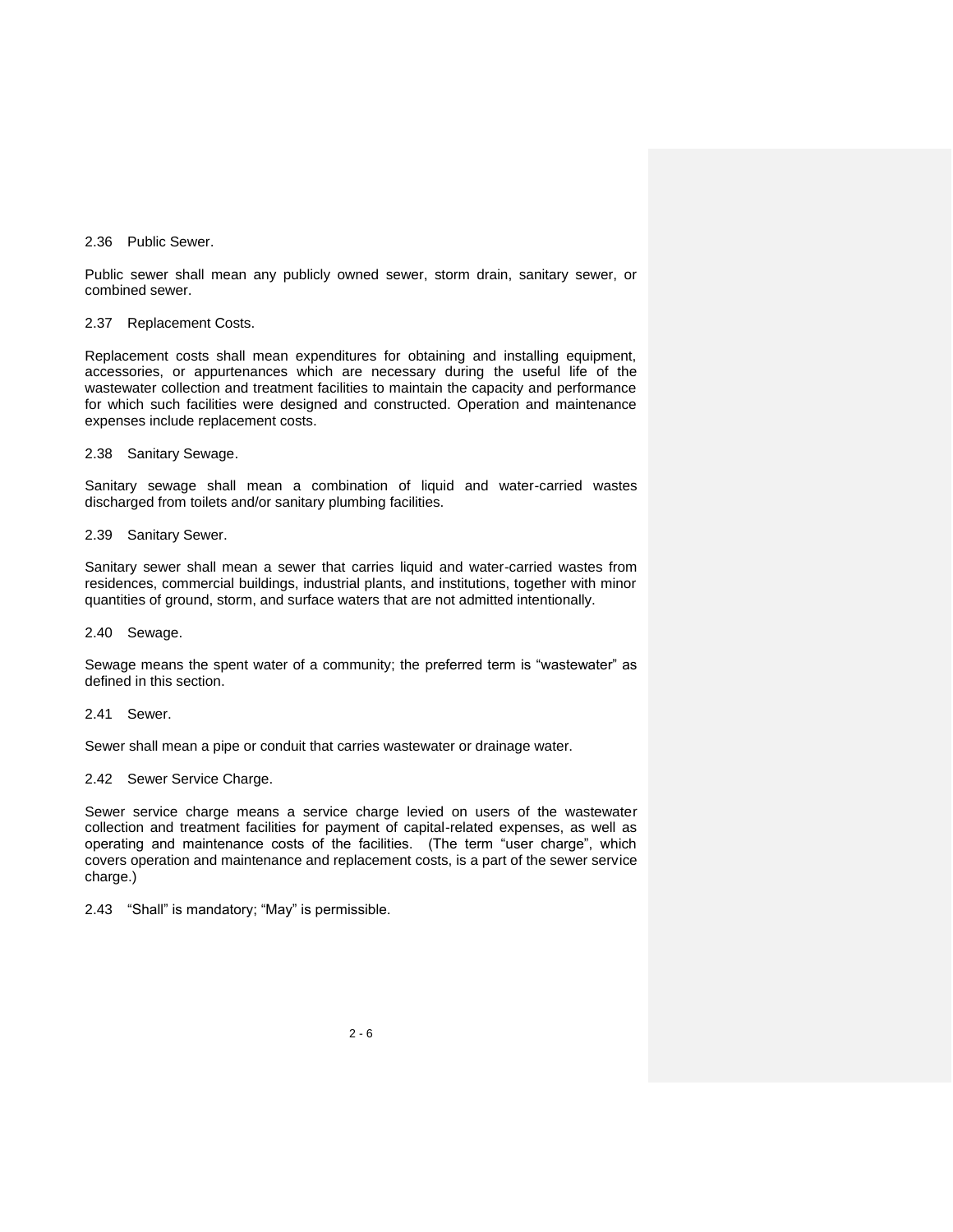2.36 Public Sewer.

Public sewer shall mean any publicly owned sewer, storm drain, sanitary sewer, or combined sewer.

2.37 Replacement Costs.

Replacement costs shall mean expenditures for obtaining and installing equipment, accessories, or appurtenances which are necessary during the useful life of the wastewater collection and treatment facilities to maintain the capacity and performance for which such facilities were designed and constructed. Operation and maintenance expenses include replacement costs.

2.38 Sanitary Sewage.

Sanitary sewage shall mean a combination of liquid and water-carried wastes discharged from toilets and/or sanitary plumbing facilities.

2.39 Sanitary Sewer.

Sanitary sewer shall mean a sewer that carries liquid and water-carried wastes from residences, commercial buildings, industrial plants, and institutions, together with minor quantities of ground, storm, and surface waters that are not admitted intentionally.

2.40 Sewage.

Sewage means the spent water of a community; the preferred term is "wastewater" as defined in this section.

2.41 Sewer.

Sewer shall mean a pipe or conduit that carries wastewater or drainage water.

2.42 Sewer Service Charge.

Sewer service charge means a service charge levied on users of the wastewater collection and treatment facilities for payment of capital-related expenses, as well as operating and maintenance costs of the facilities. (The term "user charge", which covers operation and maintenance and replacement costs, is a part of the sewer service charge.)

2.43 "Shall" is mandatory; "May" is permissible.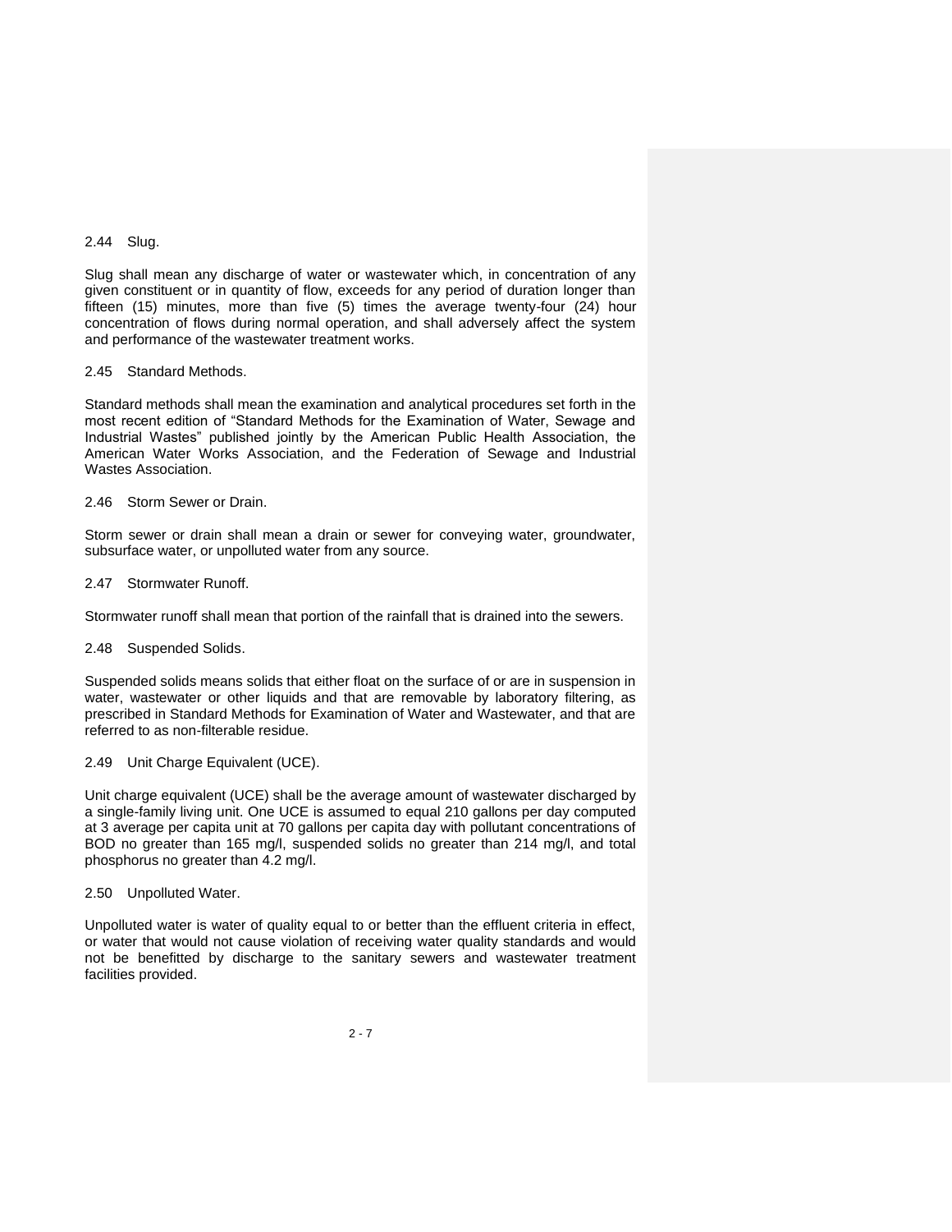2.44 Slug.

Slug shall mean any discharge of water or wastewater which, in concentration of any given constituent or in quantity of flow, exceeds for any period of duration longer than fifteen (15) minutes, more than five (5) times the average twenty-four (24) hour concentration of flows during normal operation, and shall adversely affect the system and performance of the wastewater treatment works.

2.45 Standard Methods.

Standard methods shall mean the examination and analytical procedures set forth in the most recent edition of "Standard Methods for the Examination of Water, Sewage and Industrial Wastes" published jointly by the American Public Health Association, the American Water Works Association, and the Federation of Sewage and Industrial Wastes Association.

2.46 Storm Sewer or Drain.

Storm sewer or drain shall mean a drain or sewer for conveying water, groundwater, subsurface water, or unpolluted water from any source.

2.47 Stormwater Runoff.

Stormwater runoff shall mean that portion of the rainfall that is drained into the sewers.

2.48 Suspended Solids.

Suspended solids means solids that either float on the surface of or are in suspension in water, wastewater or other liquids and that are removable by laboratory filtering, as prescribed in Standard Methods for Examination of Water and Wastewater, and that are referred to as non-filterable residue.

2.49 Unit Charge Equivalent (UCE).

Unit charge equivalent (UCE) shall be the average amount of wastewater discharged by a single-family living unit. One UCE is assumed to equal 210 gallons per day computed at 3 average per capita unit at 70 gallons per capita day with pollutant concentrations of BOD no greater than 165 mg/l, suspended solids no greater than 214 mg/l, and total phosphorus no greater than 4.2 mg/l.

2.50 Unpolluted Water.

Unpolluted water is water of quality equal to or better than the effluent criteria in effect, or water that would not cause violation of receiving water quality standards and would not be benefitted by discharge to the sanitary sewers and wastewater treatment facilities provided.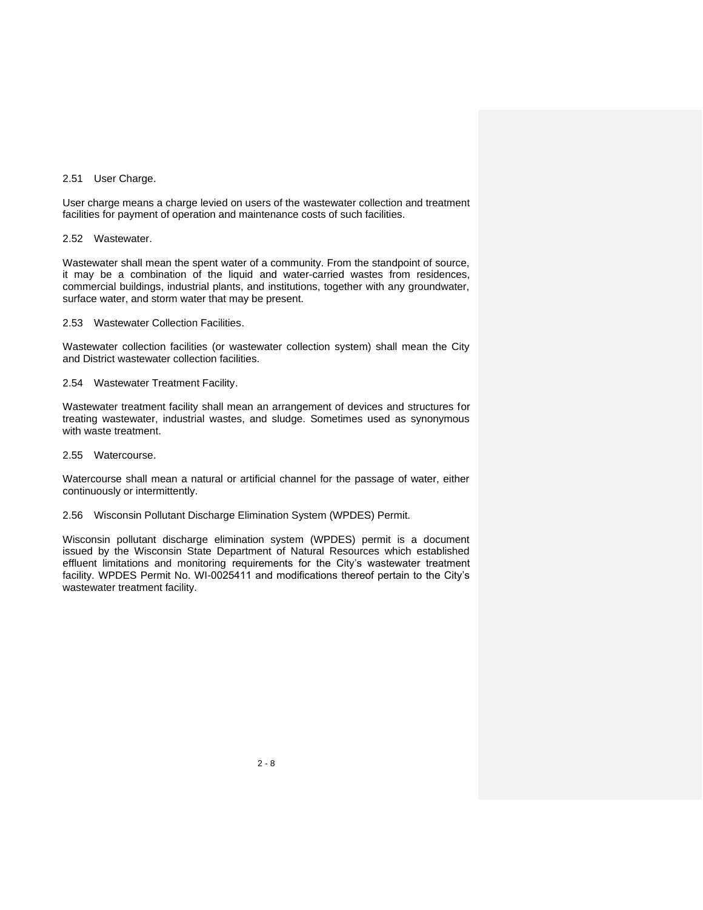### 2.51 User Charge.

User charge means a charge levied on users of the wastewater collection and treatment facilities for payment of operation and maintenance costs of such facilities.

### 2.52 Wastewater.

Wastewater shall mean the spent water of a community. From the standpoint of source, it may be a combination of the liquid and water-carried wastes from residences, commercial buildings, industrial plants, and institutions, together with any groundwater, surface water, and storm water that may be present.

### 2.53 Wastewater Collection Facilities.

Wastewater collection facilities (or wastewater collection system) shall mean the City and District wastewater collection facilities.

### 2.54 Wastewater Treatment Facility.

Wastewater treatment facility shall mean an arrangement of devices and structures for treating wastewater, industrial wastes, and sludge. Sometimes used as synonymous with waste treatment.

### 2.55 Watercourse.

Watercourse shall mean a natural or artificial channel for the passage of water, either continuously or intermittently.

### 2.56 Wisconsin Pollutant Discharge Elimination System (WPDES) Permit.

Wisconsin pollutant discharge elimination system (WPDES) permit is a document issued by the Wisconsin State Department of Natural Resources which established effluent limitations and monitoring requirements for the City's wastewater treatment facility. WPDES Permit No. WI-0025411 and modifications thereof pertain to the City's wastewater treatment facility.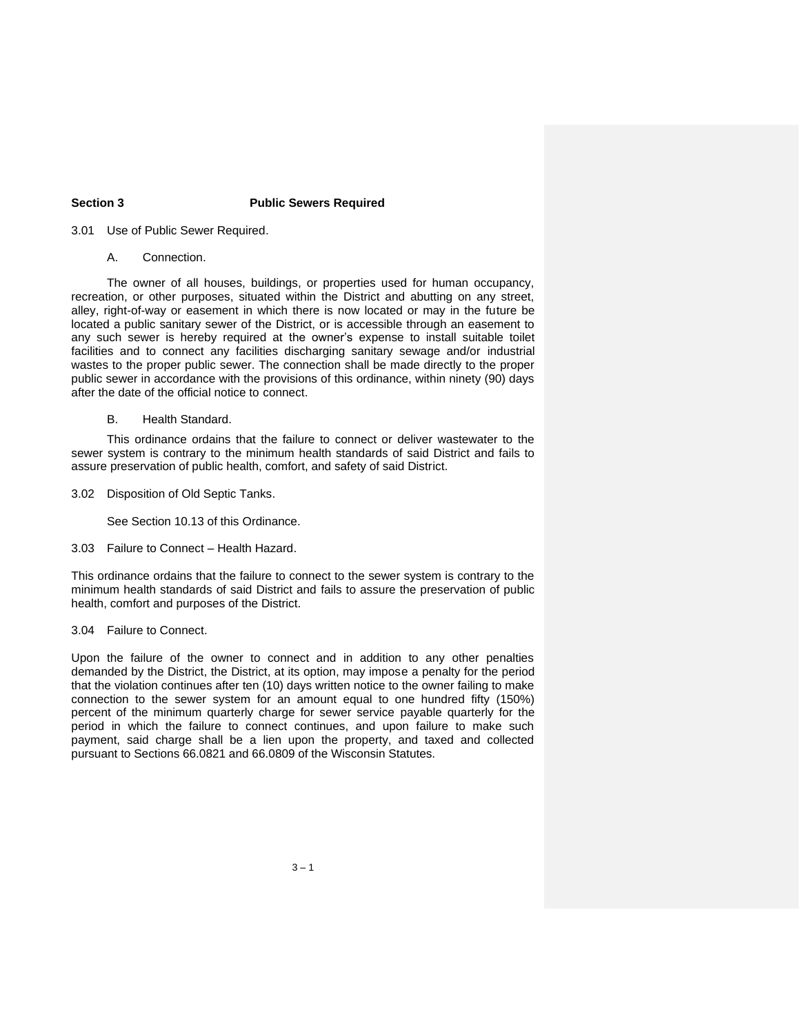## Section 3 Public Sewers Required

3.01 Use of Public Sewer Required.

A. Connection.

The owner of all houses, buildings, or properties used for human occupancy, recreation, or other purposes, situated within the District and abutting on any street, alley, right-of-way or easement in which there is now located or may in the future be located a public sanitary sewer of the District, or is accessible through an easement to any such sewer is hereby required at the owner's expense to install suitable toilet facilities and to connect any facilities discharging sanitary sewage and/or industrial wastes to the proper public sewer. The connection shall be made directly to the proper public sewer in accordance with the provisions of this ordinance, within ninety (90) days after the date of the official notice to connect.

B. Health Standard.

This ordinance ordains that the failure to connect or deliver wastewater to the sewer system is contrary to the minimum health standards of said District and fails to assure preservation of public health, comfort, and safety of said District.

3.02 Disposition of Old Septic Tanks.

See Section 10.13 of this Ordinance.

3.03 Failure to Connect – Health Hazard.

This ordinance ordains that the failure to connect to the sewer system is contrary to the minimum health standards of said District and fails to assure the preservation of public health, comfort and purposes of the District.

3.04 Failure to Connect.

Upon the failure of the owner to connect and in addition to any other penalties demanded by the District, the District, at its option, may impose a penalty for the period that the violation continues after ten (10) days written notice to the owner failing to make connection to the sewer system for an amount equal to one hundred fifty (150%) percent of the minimum quarterly charge for sewer service payable quarterly for the period in which the failure to connect continues, and upon failure to make such payment, said charge shall be a lien upon the property, and taxed and collected pursuant to Sections 66.0821 and 66.0809 of the Wisconsin Statutes.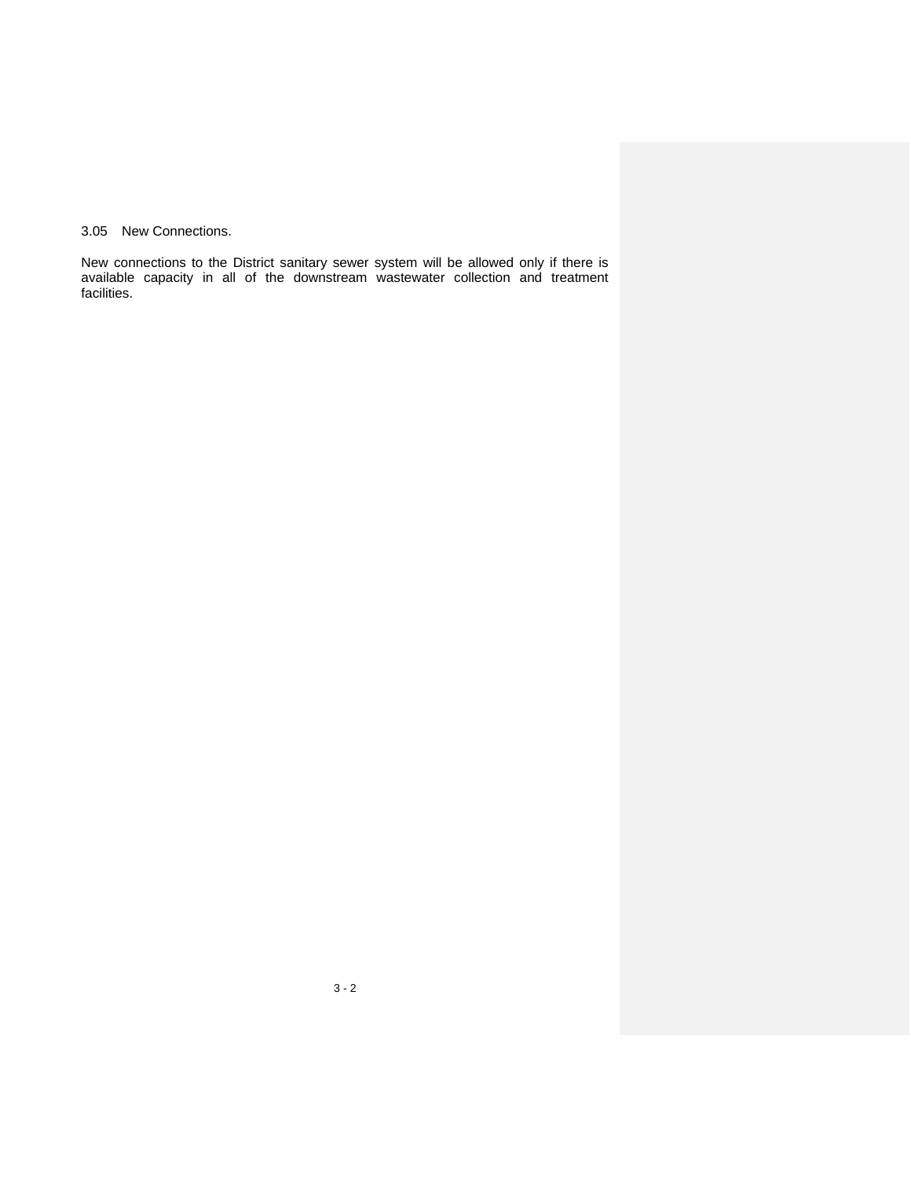### 3.05 New Connections.

New connections to the District sanitary sewer system will be allowed only if there is available capacity in all of the downstream wastewater collection and treatment facilities.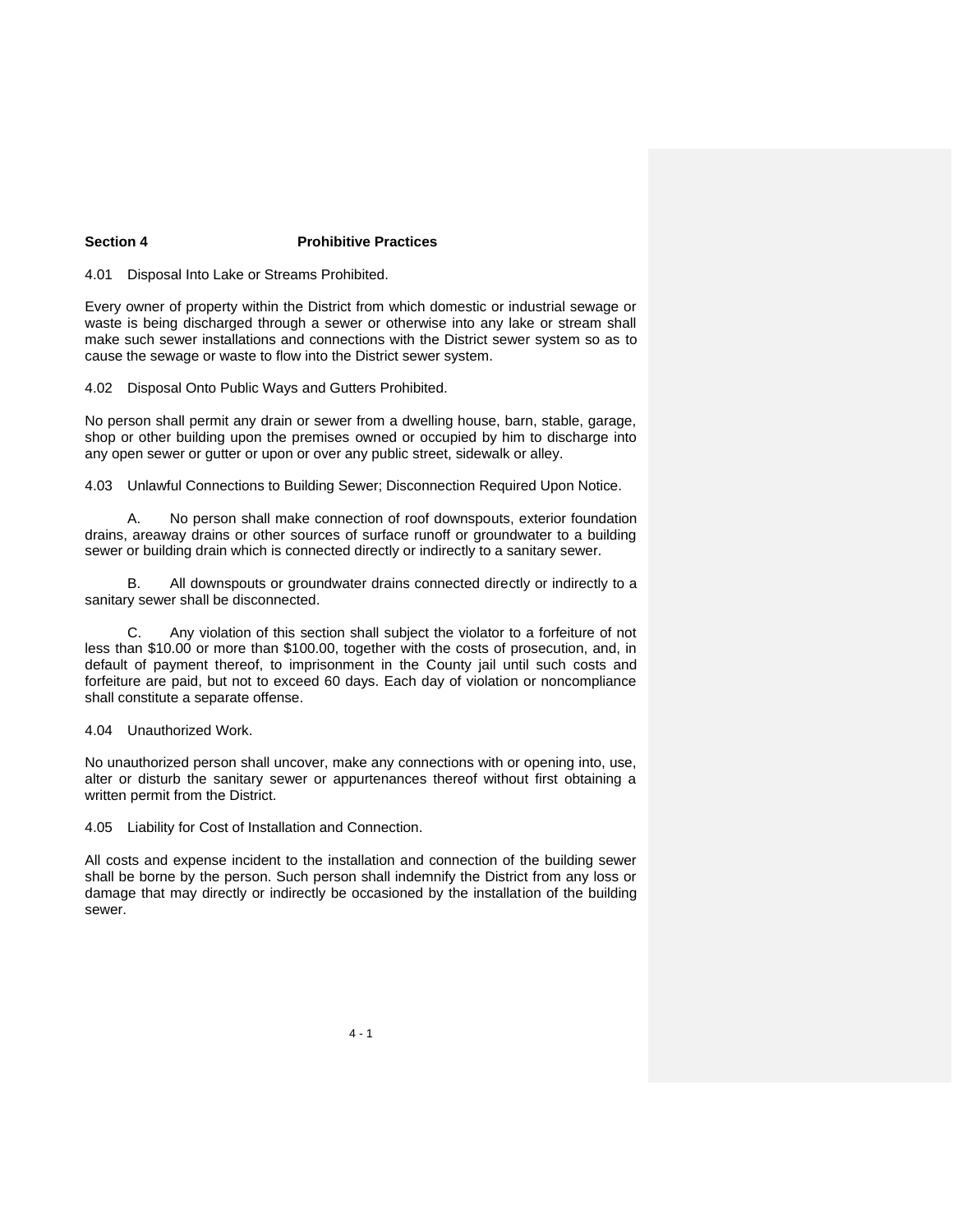## Section 4 Prohibitive Practices

4.01 Disposal Into Lake or Streams Prohibited.

Every owner of property within the District from which domestic or industrial sewage or waste is being discharged through a sewer or otherwise into any lake or stream shall make such sewer installations and connections with the District sewer system so as to cause the sewage or waste to flow into the District sewer system.

4.02 Disposal Onto Public Ways and Gutters Prohibited.

No person shall permit any drain or sewer from a dwelling house, barn, stable, garage, shop or other building upon the premises owned or occupied by him to discharge into any open sewer or gutter or upon or over any public street, sidewalk or alley.

4.03 Unlawful Connections to Building Sewer; Disconnection Required Upon Notice.

A. No person shall make connection of roof downspouts, exterior foundation drains, areaway drains or other sources of surface runoff or groundwater to a building sewer or building drain which is connected directly or indirectly to a sanitary sewer.

B. All downspouts or groundwater drains connected directly or indirectly to a sanitary sewer shall be disconnected.

C. Any violation of this section shall subject the violator to a forfeiture of not less than $10.00 or more than $100.00, together with the costs of prosecution, and, in default of payment thereof, to imprisonment in the County jail until such costs and forfeiture are paid, but not to exceed 60 days. Each day of violation or noncompliance shall constitute a separate offense.

4.04 Unauthorized Work.

No unauthorized person shall uncover, make any connections with or opening into, use, alter or disturb the sanitary sewer or appurtenances thereof without first obtaining a written permit from the District.

4.05 Liability for Cost of Installation and Connection.

All costs and expense incident to the installation and connection of the building sewer shall be borne by the person. Such person shall indemnify the District from any loss or damage that may directly or indirectly be occasioned by the installation of the building sewer.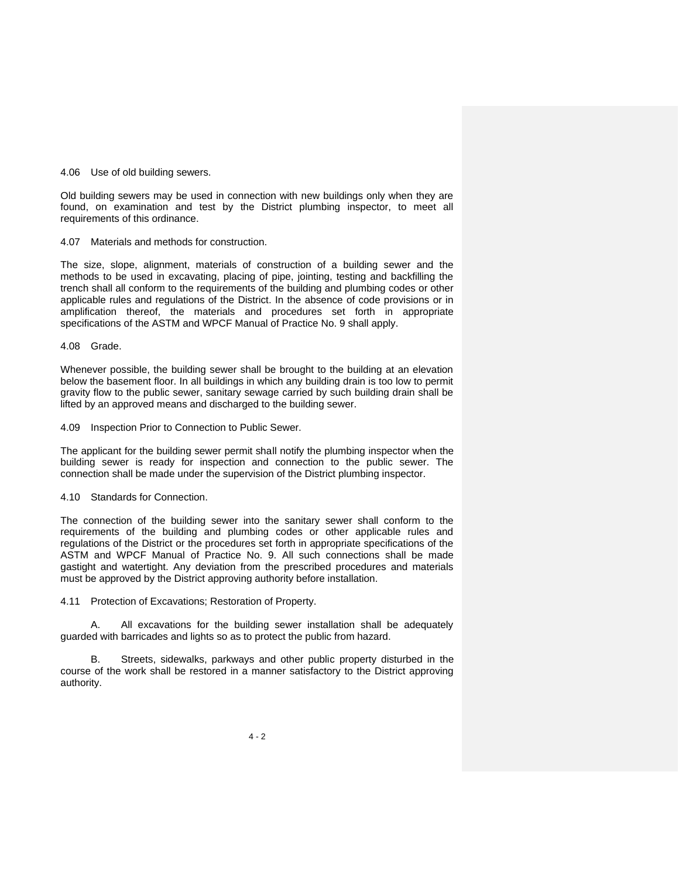4.06 Use of old building sewers.

Old building sewers may be used in connection with new buildings only when they are found, on examination and test by the District plumbing inspector, to meet all requirements of this ordinance.

4.07 Materials and methods for construction.

The size, slope, alignment, materials of construction of a building sewer and the methods to be used in excavating, placing of pipe, jointing, testing and backfilling the trench shall all conform to the requirements of the building and plumbing codes or other applicable rules and regulations of the District. In the absence of code provisions or in amplification thereof, the materials and procedures set forth in appropriate specifications of the ASTM and WPCF Manual of Practice No. 9 shall apply.

4.08 Grade.

Whenever possible, the building sewer shall be brought to the building at an elevation below the basement floor. In all buildings in which any building drain is too low to permit gravity flow to the public sewer, sanitary sewage carried by such building drain shall be lifted by an approved means and discharged to the building sewer.

4.09 Inspection Prior to Connection to Public Sewer.

The applicant for the building sewer permit shall notify the plumbing inspector when the building sewer is ready for inspection and connection to the public sewer. The connection shall be made under the supervision of the District plumbing inspector.

4.10 Standards for Connection.

The connection of the building sewer into the sanitary sewer shall conform to the requirements of the building and plumbing codes or other applicable rules and regulations of the District or the procedures set forth in appropriate specifications of the ASTM and WPCF Manual of Practice No. 9. All such connections shall be made gastight and watertight. Any deviation from the prescribed procedures and materials must be approved by the District approving authority before installation.

4.11 Protection of Excavations; Restoration of Property.

A. All excavations for the building sewer installation shall be adequately guarded with barricades and lights so as to protect the public from hazard.

B. Streets, sidewalks, parkways and other public property disturbed in the course of the work shall be restored in a manner satisfactory to the District approving authority.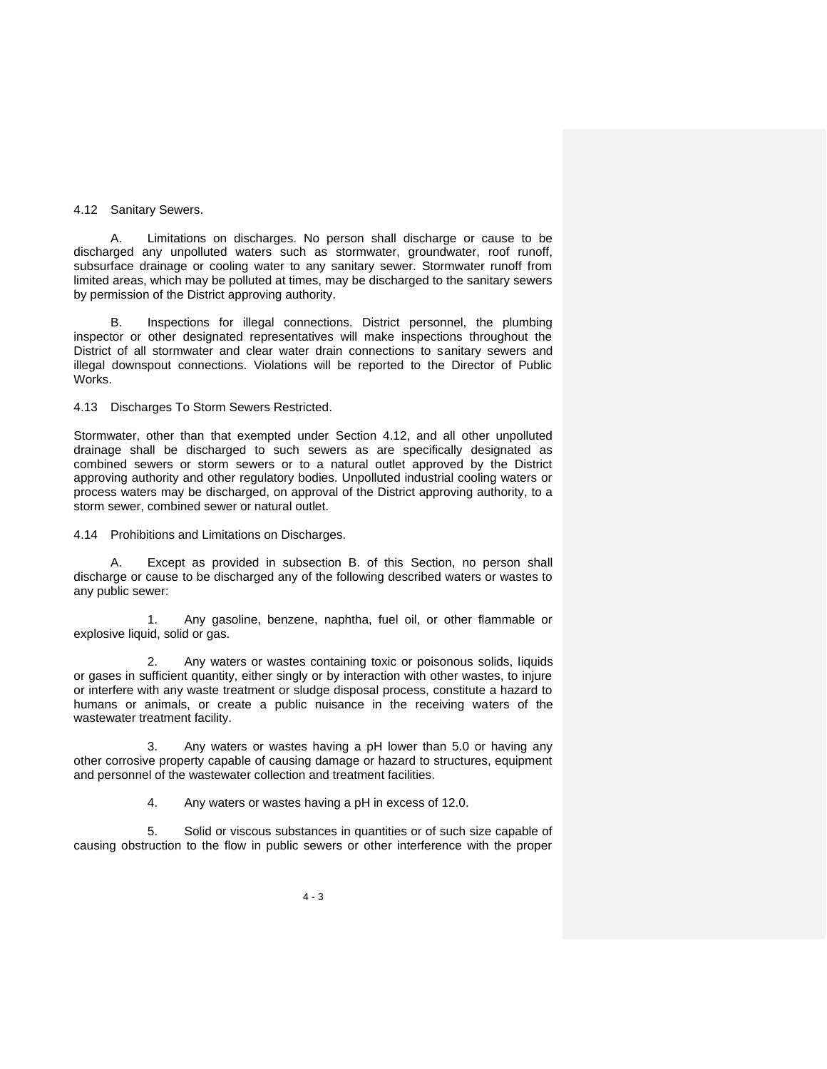4.12 Sanitary Sewers.

A. Limitations on discharges. No person shall discharge or cause to be discharged any unpolluted waters such as stormwater, groundwater, roof runoff, subsurface drainage or cooling water to any sanitary sewer. Stormwater runoff from limited areas, which may be polluted at times, may be discharged to the sanitary sewers by permission of the District approving authority.

B. Inspections for illegal connections. District personnel, the plumbing inspector or other designated representatives will make inspections throughout the District of all stormwater and clear water drain connections to sanitary sewers and illegal downspout connections. Violations will be reported to the Director of Public Works.

4.13 Discharges To Storm Sewers Restricted.

Stormwater, other than that exempted under Section 4.12, and all other unpolluted drainage shall be discharged to such sewers as are specifically designated as combined sewers or storm sewers or to a natural outlet approved by the District approving authority and other regulatory bodies. Unpolluted industrial cooling waters or process waters may be discharged, on approval of the District approving authority, to a storm sewer, combined sewer or natural outlet.

4.14 Prohibitions and Limitations on Discharges.

A. Except as provided in subsection B. of this Section, no person shall discharge or cause to be discharged any of the following described waters or wastes to any public sewer:

1. Any gasoline, benzene, naphtha, fuel oil, or other flammable or explosive liquid, solid or gas.

2. Any waters or wastes containing toxic or poisonous solids, liquids or gases in sufficient quantity, either singly or by interaction with other wastes, to injure or interfere with any waste treatment or sludge disposal process, constitute a hazard to humans or animals, or create a public nuisance in the receiving waters of the wastewater treatment facility.

3. Any waters or wastes having a pH lower than 5.0 or having any other corrosive property capable of causing damage or hazard to structures, equipment and personnel of the wastewater collection and treatment facilities.

4. Any waters or wastes having a pH in excess of 12.0.

5. Solid or viscous substances in quantities or of such size capable of causing obstruction to the flow in public sewers or other interference with the proper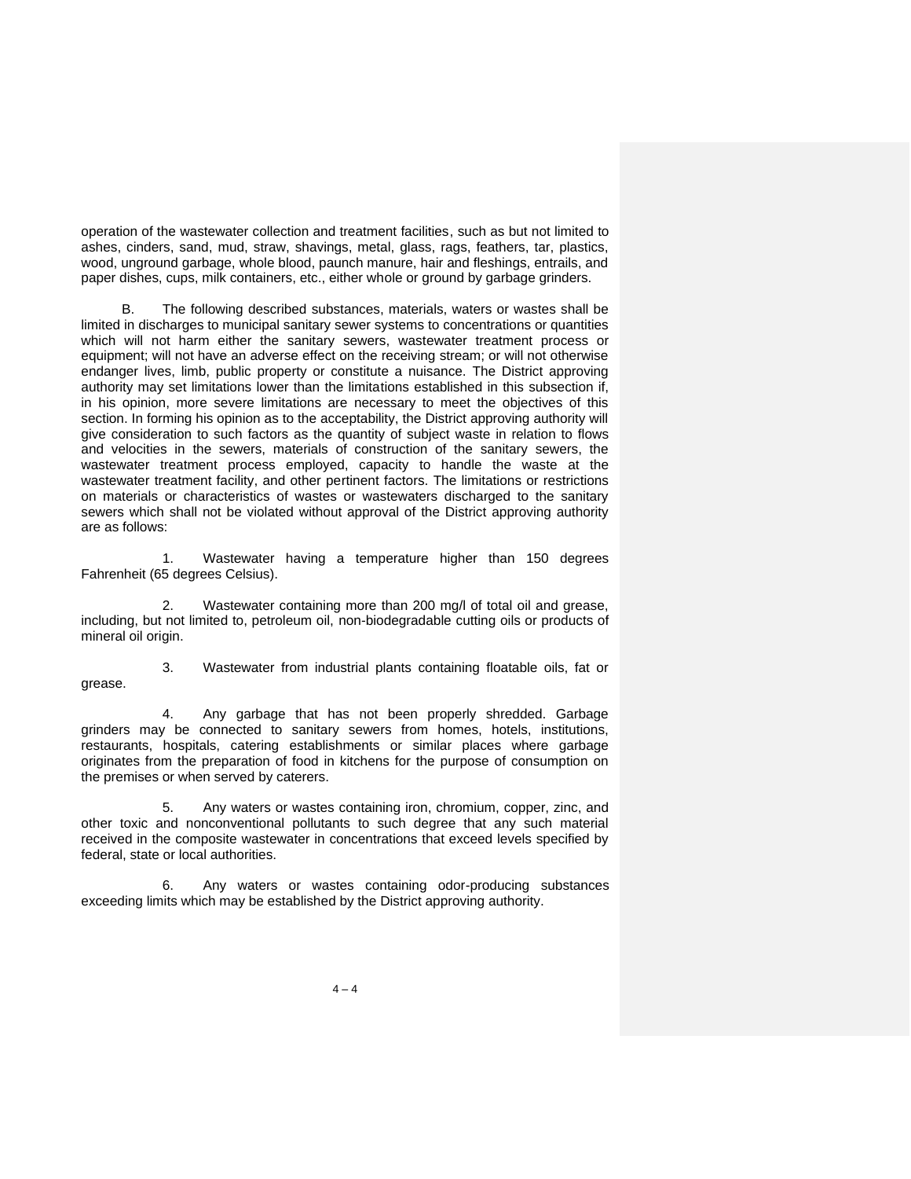operation of the wastewater collection and treatment facilities, such as but not limited to ashes, cinders, sand, mud, straw, shavings, metal, glass, rags, feathers, tar, plastics, wood, unground garbage, whole blood, paunch manure, hair and fleshings, entrails, and paper dishes, cups, milk containers, etc., either whole or ground by garbage grinders.

B. The following described substances, materials, waters or wastes shall be limited in discharges to municipal sanitary sewer systems to concentrations or quantities which will not harm either the sanitary sewers, wastewater treatment process or equipment; will not have an adverse effect on the receiving stream; or will not otherwise endanger lives, limb, public property or constitute a nuisance. The District approving authority may set limitations lower than the limitations established in this subsection if, in his opinion, more severe limitations are necessary to meet the objectives of this section. In forming his opinion as to the acceptability, the District approving authority will give consideration to such factors as the quantity of subject waste in relation to flows and velocities in the sewers, materials of construction of the sanitary sewers, the wastewater treatment process employed, capacity to handle the waste at the wastewater treatment facility, and other pertinent factors. The limitations or restrictions on materials or characteristics of wastes or wastewaters discharged to the sanitary sewers which shall not be violated without approval of the District approving authority are as follows:

1. Wastewater having a temperature higher than 150 degrees Fahrenheit (65 degrees Celsius).

2. Wastewater containing more than 200 mg/l of total oil and grease, including, but not limited to, petroleum oil, non-biodegradable cutting oils or products of mineral oil origin.

3. Wastewater from industrial plants containing floatable oils, fat or grease.

4. Any garbage that has not been properly shredded. Garbage grinders may be connected to sanitary sewers from homes, hotels, institutions, restaurants, hospitals, catering establishments or similar places where garbage originates from the preparation of food in kitchens for the purpose of consumption on the premises or when served by caterers.

5. Any waters or wastes containing iron, chromium, copper, zinc, and other toxic and nonconventional pollutants to such degree that any such material received in the composite wastewater in concentrations that exceed levels specified by federal, state or local authorities.

6. Any waters or wastes containing odor-producing substances exceeding limits which may be established by the District approving authority.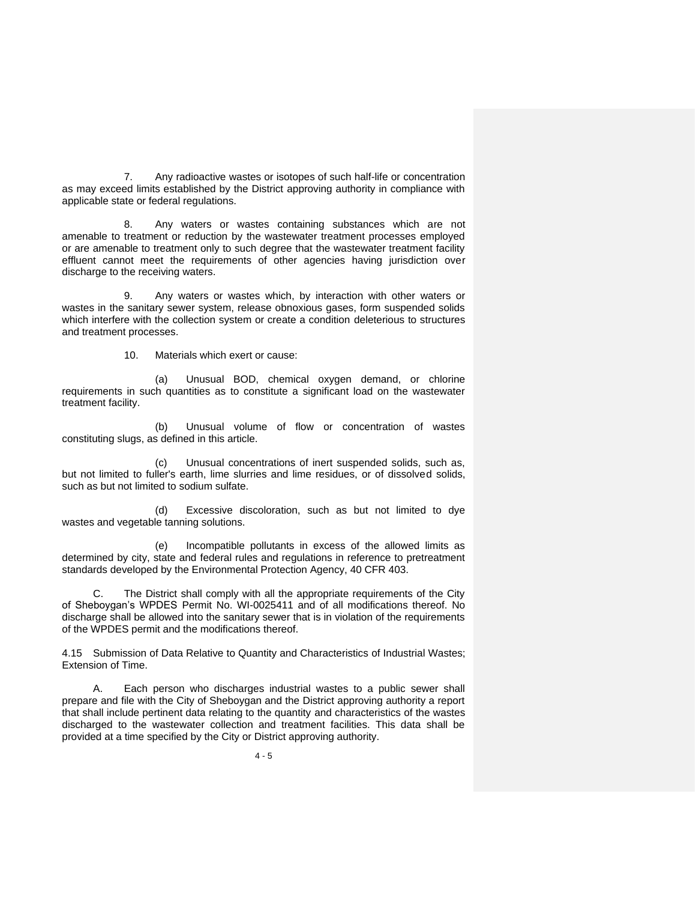7. Any radioactive wastes or isotopes of such half-life or concentration as may exceed limits established by the District approving authority in compliance with applicable state or federal regulations.

8. Any waters or wastes containing substances which are not amenable to treatment or reduction by the wastewater treatment processes employed or are amenable to treatment only to such degree that the wastewater treatment facility effluent cannot meet the requirements of other agencies having jurisdiction over discharge to the receiving waters.

9. Any waters or wastes which, by interaction with other waters or wastes in the sanitary sewer system, release obnoxious gases, form suspended solids which interfere with the collection system or create a condition deleterious to structures and treatment processes.

10. Materials which exert or cause:

(a) Unusual BOD, chemical oxygen demand, or chlorine requirements in such quantities as to constitute a significant load on the wastewater treatment facility.

(b) Unusual volume of flow or concentration of wastes constituting slugs, as defined in this article.

(c) Unusual concentrations of inert suspended solids, such as, but not limited to fuller's earth, lime slurries and lime residues, or of dissolved solids, such as but not limited to sodium sulfate.

(d) Excessive discoloration, such as but not limited to dye wastes and vegetable tanning solutions.

(e) Incompatible pollutants in excess of the allowed limits as determined by city, state and federal rules and regulations in reference to pretreatment standards developed by the Environmental Protection Agency, 40 CFR 403.

C. The District shall comply with all the appropriate requirements of the City of Sheboygan's WPDES Permit No. WI-0025411 and of all modifications thereof. No discharge shall be allowed into the sanitary sewer that is in violation of the requirements of the WPDES permit and the modifications thereof.

4.15 Submission of Data Relative to Quantity and Characteristics of Industrial Wastes; Extension of Time.

A. Each person who discharges industrial wastes to a public sewer shall prepare and file with the City of Sheboygan and the District approving authority a report that shall include pertinent data relating to the quantity and characteristics of the wastes discharged to the wastewater collection and treatment facilities. This data shall be provided at a time specified by the City or District approving authority.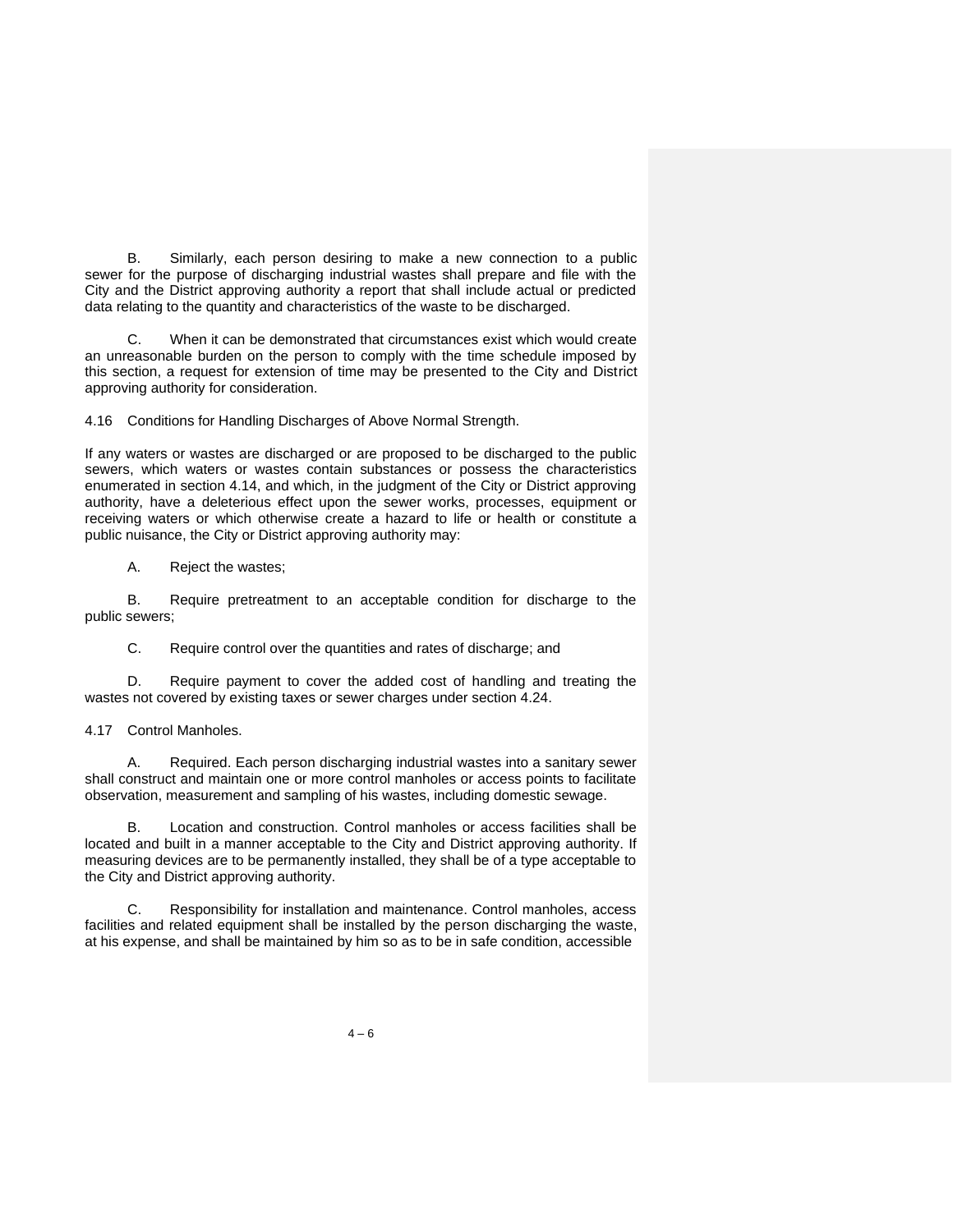B. Similarly, each person desiring to make a new connection to a public sewer for the purpose of discharging industrial wastes shall prepare and file with the City and the District approving authority a report that shall include actual or predicted data relating to the quantity and characteristics of the waste to be discharged.

C. When it can be demonstrated that circumstances exist which would create an unreasonable burden on the person to comply with the time schedule imposed by this section, a request for extension of time may be presented to the City and District approving authority for consideration.

4.16 Conditions for Handling Discharges of Above Normal Strength.

If any waters or wastes are discharged or are proposed to be discharged to the public sewers, which waters or wastes contain substances or possess the characteristics enumerated in section 4.14, and which, in the judgment of the City or District approving authority, have a deleterious effect upon the sewer works, processes, equipment or receiving waters or which otherwise create a hazard to life or health or constitute a public nuisance, the City or District approving authority may:

A. Reject the wastes;

B. Require pretreatment to an acceptable condition for discharge to the public sewers;

C. Require control over the quantities and rates of discharge; and

D. Require payment to cover the added cost of handling and treating the wastes not covered by existing taxes or sewer charges under section 4.24.

4.17 Control Manholes.

A. Required. Each person discharging industrial wastes into a sanitary sewer shall construct and maintain one or more control manholes or access points to facilitate observation, measurement and sampling of his wastes, including domestic sewage.

B. Location and construction. Control manholes or access facilities shall be located and built in a manner acceptable to the City and District approving authority. If measuring devices are to be permanently installed, they shall be of a type acceptable to the City and District approving authority.

C. Responsibility for installation and maintenance. Control manholes, access facilities and related equipment shall be installed by the person discharging the waste, at his expense, and shall be maintained by him so as to be in safe condition, accessible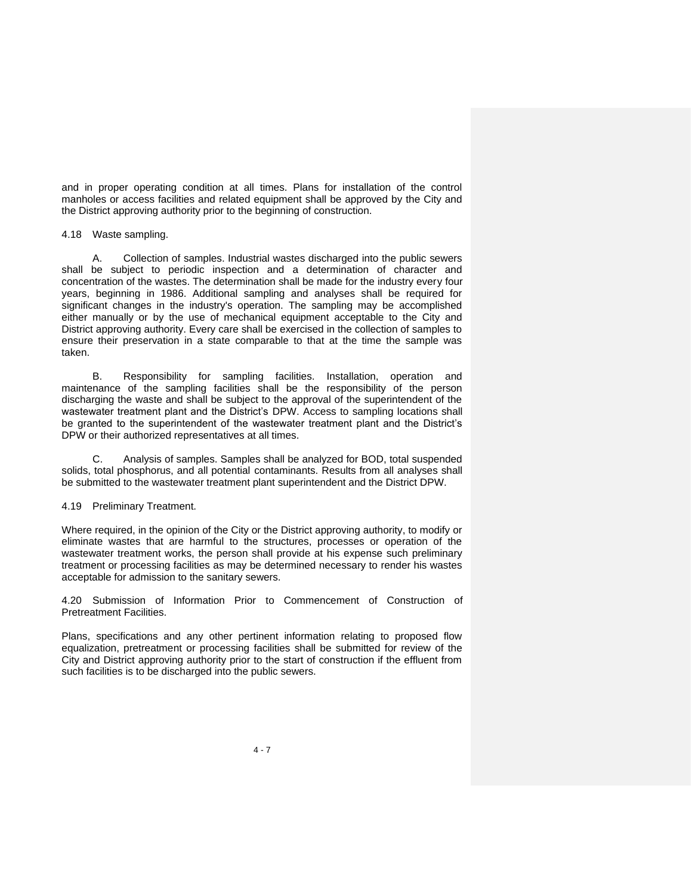and in proper operating condition at all times. Plans for installation of the control manholes or access facilities and related equipment shall be approved by the City and the District approving authority prior to the beginning of construction.

4.18 Waste sampling.

A. Collection of samples. Industrial wastes discharged into the public sewers shall be subject to periodic inspection and a determination of character and concentration of the wastes. The determination shall be made for the industry every four years, beginning in 1986. Additional sampling and analyses shall be required for significant changes in the industry's operation. The sampling may be accomplished either manually or by the use of mechanical equipment acceptable to the City and District approving authority. Every care shall be exercised in the collection of samples to ensure their preservation in a state comparable to that at the time the sample was taken.

B. Responsibility for sampling facilities. Installation, operation and maintenance of the sampling facilities shall be the responsibility of the person discharging the waste and shall be subject to the approval of the superintendent of the wastewater treatment plant and the District's DPW. Access to sampling locations shall be granted to the superintendent of the wastewater treatment plant and the District's DPW or their authorized representatives at all times.

C. Analysis of samples. Samples shall be analyzed for BOD, total suspended solids, total phosphorus, and all potential contaminants. Results from all analyses shall be submitted to the wastewater treatment plant superintendent and the District DPW.

4.19 Preliminary Treatment.

Where required, in the opinion of the City or the District approving authority, to modify or eliminate wastes that are harmful to the structures, processes or operation of the wastewater treatment works, the person shall provide at his expense such preliminary treatment or processing facilities as may be determined necessary to render his wastes acceptable for admission to the sanitary sewers.

4.20 Submission of Information Prior to Commencement of Construction of Pretreatment Facilities.

Plans, specifications and any other pertinent information relating to proposed flow equalization, pretreatment or processing facilities shall be submitted for review of the City and District approving authority prior to the start of construction if the effluent from such facilities is to be discharged into the public sewers.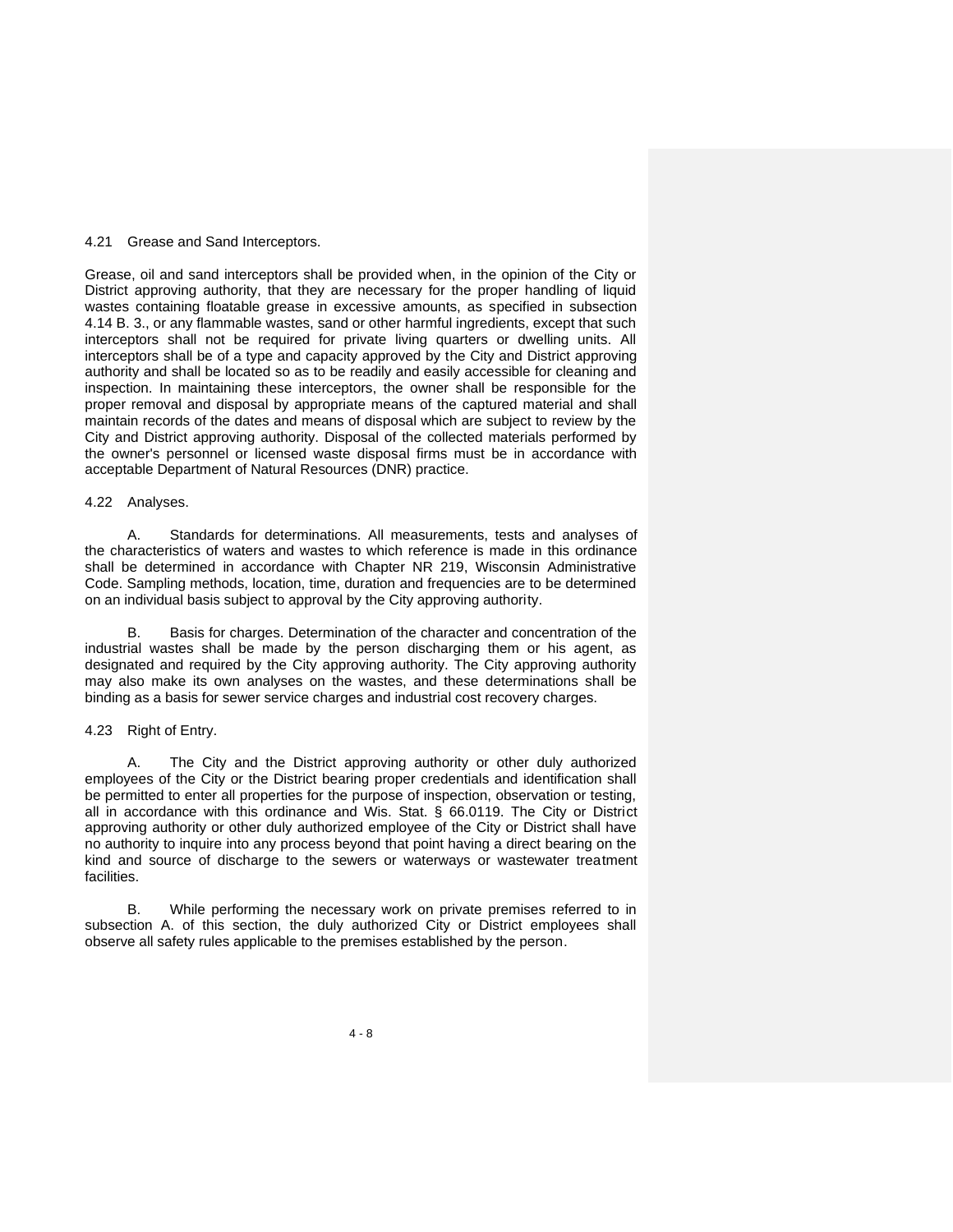4.21 Grease and Sand Interceptors.

Grease, oil and sand interceptors shall be provided when, in the opinion of the City or District approving authority, that they are necessary for the proper handling of liquid wastes containing floatable grease in excessive amounts, as specified in subsection 4.14 B. 3., or any flammable wastes, sand or other harmful ingredients, except that such interceptors shall not be required for private living quarters or dwelling units. All interceptors shall be of a type and capacity approved by the City and District approving authority and shall be located so as to be readily and easily accessible for cleaning and inspection. In maintaining these interceptors, the owner shall be responsible for the proper removal and disposal by appropriate means of the captured material and shall maintain records of the dates and means of disposal which are subject to review by the City and District approving authority. Disposal of the collected materials performed by the owner's personnel or licensed waste disposal firms must be in accordance with acceptable Department of Natural Resources (DNR) practice.

4.22 Analyses.

A. Standards for determinations. All measurements, tests and analyses of the characteristics of waters and wastes to which reference is made in this ordinance shall be determined in accordance with Chapter NR 219, Wisconsin Administrative Code. Sampling methods, location, time, duration and frequencies are to be determined on an individual basis subject to approval by the City approving authority.

B. Basis for charges. Determination of the character and concentration of the industrial wastes shall be made by the person discharging them or his agent, as designated and required by the City approving authority. The City approving authority may also make its own analyses on the wastes, and these determinations shall be binding as a basis for sewer service charges and industrial cost recovery charges.

4.23 Right of Entry.

A. The City and the District approving authority or other duly authorized employees of the City or the District bearing proper credentials and identification shall be permitted to enter all properties for the purpose of inspection, observation or testing, all in accordance with this ordinance and Wis. Stat. § 66.0119. The City or District approving authority or other duly authorized employee of the City or District shall have no authority to inquire into any process beyond that point having a direct bearing on the kind and source of discharge to the sewers or waterways or wastewater treatment facilities.

B. While performing the necessary work on private premises referred to in subsection A. of this section, the duly authorized City or District employees shall observe all safety rules applicable to the premises established by the person.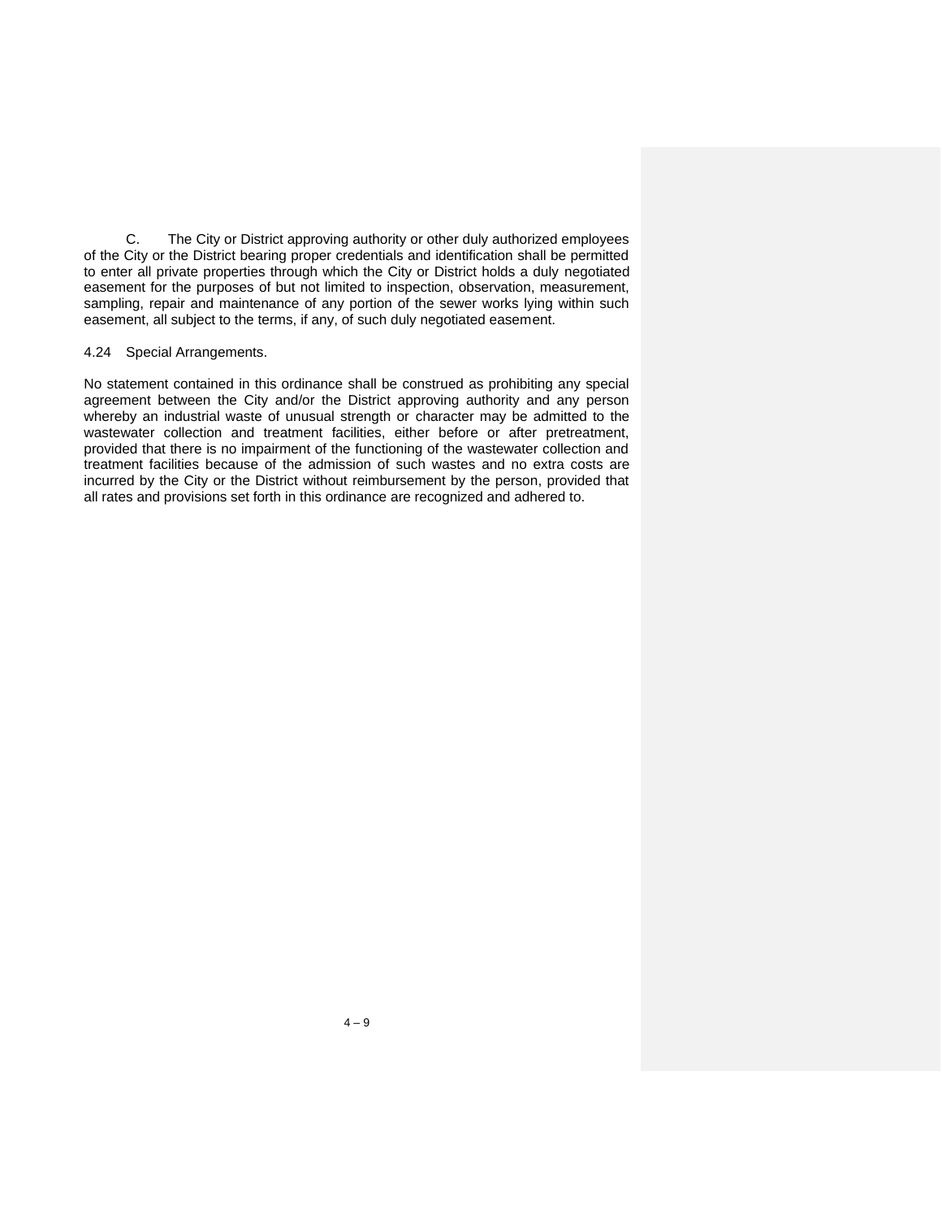C. The City or District approving authority or other duly authorized employees of the City or the District bearing proper credentials and identification shall be permitted to enter all private properties through which the City or District holds a duly negotiated easement for the purposes of but not limited to inspection, observation, measurement, sampling, repair and maintenance of any portion of the sewer works lying within such easement, all subject to the terms, if any, of such duly negotiated easement.

4.24 Special Arrangements.

No statement contained in this ordinance shall be construed as prohibiting any special agreement between the City and/or the District approving authority and any person whereby an industrial waste of unusual strength or character may be admitted to the wastewater collection and treatment facilities, either before or after pretreatment, provided that there is no impairment of the functioning of the wastewater collection and treatment facilities because of the admission of such wastes and no extra costs are incurred by the City or the District without reimbursement by the person, provided that all rates and provisions set forth in this ordinance are recognized and adhered to.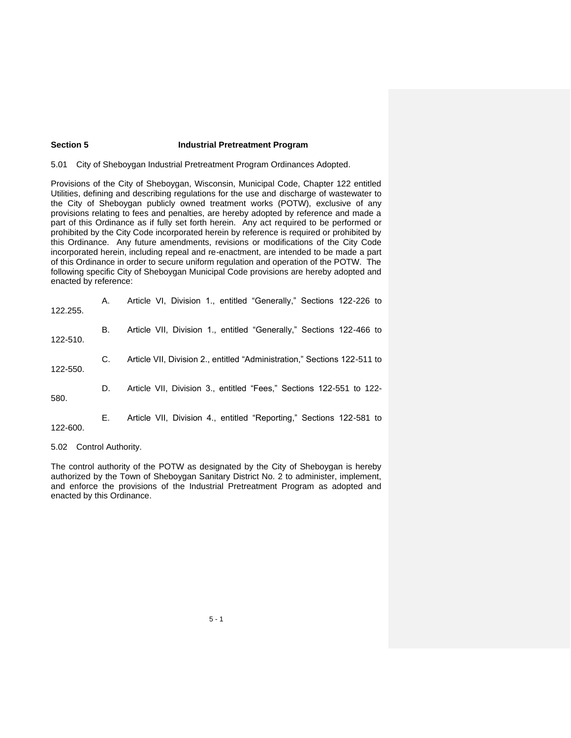## Section 5 Industrial Pretreatment Program

5.01 City of Sheboygan Industrial Pretreatment Program Ordinances Adopted.

Provisions of the City of Sheboygan, Wisconsin, Municipal Code, Chapter 122 entitled Utilities, defining and describing regulations for the use and discharge of wastewater to the City of Sheboygan publicly owned treatment works (POTW), exclusive of any provisions relating to fees and penalties, are hereby adopted by reference and made a part of this Ordinance as if fully set forth herein. Any act required to be performed or prohibited by the City Code incorporated herein by reference is required or prohibited by this Ordinance. Any future amendments, revisions or modifications of the City Code incorporated herein, including repeal and re-enactment, are intended to be made a part of this Ordinance in order to secure uniform regulation and operation of the POTW. The following specific City of Sheboygan Municipal Code provisions are hereby adopted and enacted by reference:

A. Article VI, Division 1., entitled "Generally," Sections 122-226 to 122.255.

B. Article VII, Division 1., entitled "Generally," Sections 122-466 to 122-510.

C. Article VII, Division 2., entitled "Administration," Sections 122-511 to 122-550.

D. Article VII, Division 3., entitled "Fees," Sections 122-551 to 122-580.

E. Article VII, Division 4., entitled "Reporting," Sections 122-581 to 122-600.

5.02 Control Authority.

The control authority of the POTW as designated by the City of Sheboygan is hereby authorized by the Town of Sheboygan Sanitary District No. 2 to administer, implement, and enforce the provisions of the Industrial Pretreatment Program as adopted and enacted by this Ordinance.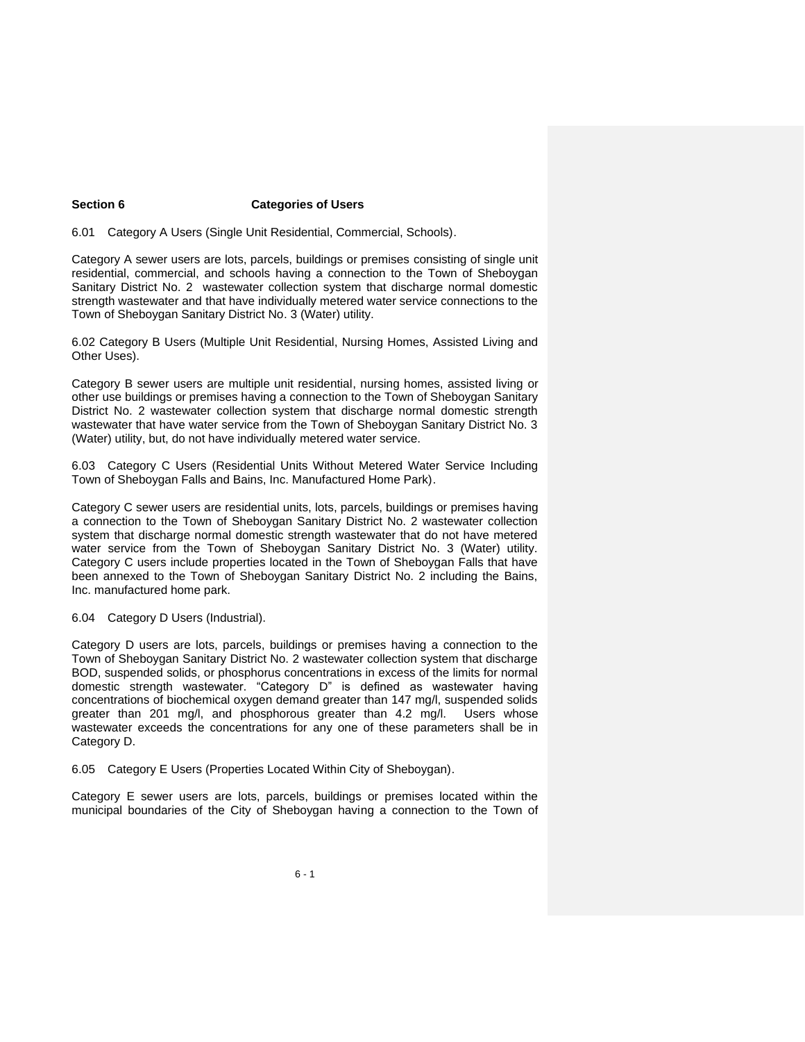## Section 6 Categories of Users

6.01 Category A Users (Single Unit Residential, Commercial, Schools).

Category A sewer users are lots, parcels, buildings or premises consisting of single unit residential, commercial, and schools having a connection to the Town of Sheboygan Sanitary District No. 2 wastewater collection system that discharge normal domestic strength wastewater and that have individually metered water service connections to the Town of Sheboygan Sanitary District No. 3 (Water) utility.

6.02 Category B Users (Multiple Unit Residential, Nursing Homes, Assisted Living and Other Uses).

Category B sewer users are multiple unit residential, nursing homes, assisted living or other use buildings or premises having a connection to the Town of Sheboygan Sanitary District No. 2 wastewater collection system that discharge normal domestic strength wastewater that have water service from the Town of Sheboygan Sanitary District No. 3 (Water) utility, but, do not have individually metered water service.

6.03 Category C Users (Residential Units Without Metered Water Service Including Town of Sheboygan Falls and Bains, Inc. Manufactured Home Park).

Category C sewer users are residential units, lots, parcels, buildings or premises having a connection to the Town of Sheboygan Sanitary District No. 2 wastewater collection system that discharge normal domestic strength wastewater that do not have metered water service from the Town of Sheboygan Sanitary District No. 3 (Water) utility. Category C users include properties located in the Town of Sheboygan Falls that have been annexed to the Town of Sheboygan Sanitary District No. 2 including the Bains, Inc. manufactured home park.

6.04 Category D Users (Industrial).

Category D users are lots, parcels, buildings or premises having a connection to the Town of Sheboygan Sanitary District No. 2 wastewater collection system that discharge BOD, suspended solids, or phosphorus concentrations in excess of the limits for normal domestic strength wastewater. "Category D" is defined as wastewater having concentrations of biochemical oxygen demand greater than 147 mg/l, suspended solids greater than 201 mg/l, and phosphorous greater than 4.2 mg/l. Users whose wastewater exceeds the concentrations for any one of these parameters shall be in Category D.

6.05 Category E Users (Properties Located Within City of Sheboygan).

Category E sewer users are lots, parcels, buildings or premises located within the municipal boundaries of the City of Sheboygan having a connection to the Town of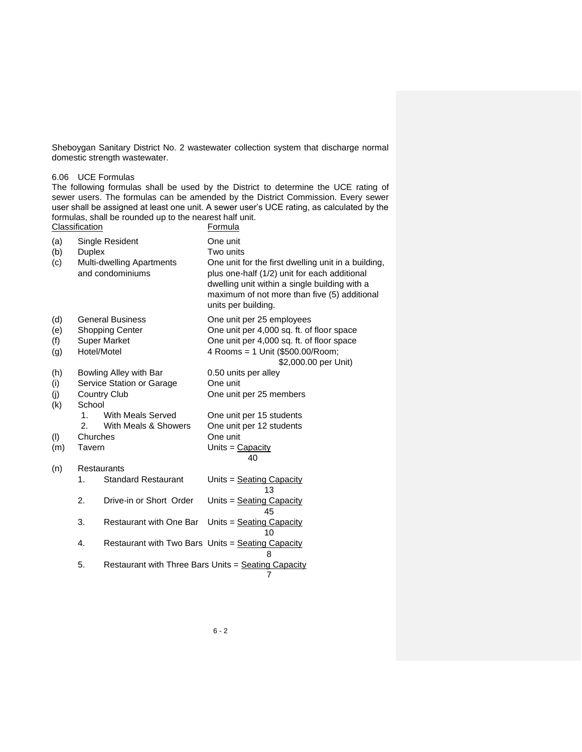Sheboygan Sanitary District No. 2 wastewater collection system that discharge normal domestic strength wastewater.

6.06 UCE Formulas

The following formulas shall be used by the District to determine the UCE rating of sewer users. The formulas can be amended by the District Commission. Every sewer user shall be assigned at least one unit. A sewer user's UCE rating, as calculated by the formulas, shall be rounded up to the nearest half unit.

| | Classification | Formula |
|---|---|---|
| (a) | Single Resident | One unit |
| (b) | Duplex | Two units |
| (c) | Multi-dwelling Apartments and condominiums | One unit for the first dwelling unit in a building, plus one-half (1/2) unit for each additional dwelling unit within a single building with a maximum of not more than five (5) additional units per building. |
| (d) | General Business | One unit per 25 employees |
| (e) | Shopping Center | One unit per 4,000 sq. ft. of floor space |
| (f) | Super Market | One unit per 4,000 sq. ft. of floor space |
| (g) | Hotel/Motel | 4 Rooms = 1 Unit ($500.00/Room; $2,000.00 per Unit) |
| (h) | Bowling Alley with Bar | 0.50 units per alley |
| (i) | Service Station or Garage | One unit |
| (j) | Country Club | One unit per 25 members |
| (k) | School | |
| | 1. With Meals Served | One unit per 15 students |
| | 2. With Meals & Showers | One unit per 12 students |
| (l) | Churches | One unit |
| (m) | Tavern | $\text{Units} = \frac{\text{Capacity}}{40}$ |
| (n) | Restaurants | |
| | 1. Standard Restaurant | $\text{Units} = \frac{\text{Seating Capacity}}{13}$ |
| | 2. Drive-in or Short Order | $\text{Units} = \frac{\text{Seating Capacity}}{45}$ |
| | 3. Restaurant with One Bar | $\text{Units} = \frac{\text{Seating Capacity}}{10}$ |
| | 4. Restaurant with Two Bars | $\text{Units} = \frac{\text{Seating Capacity}}{8}$ |
| | 5. Restaurant with Three Bars | $\text{Units} = \frac{\text{Seating Capacity}}{7}$ |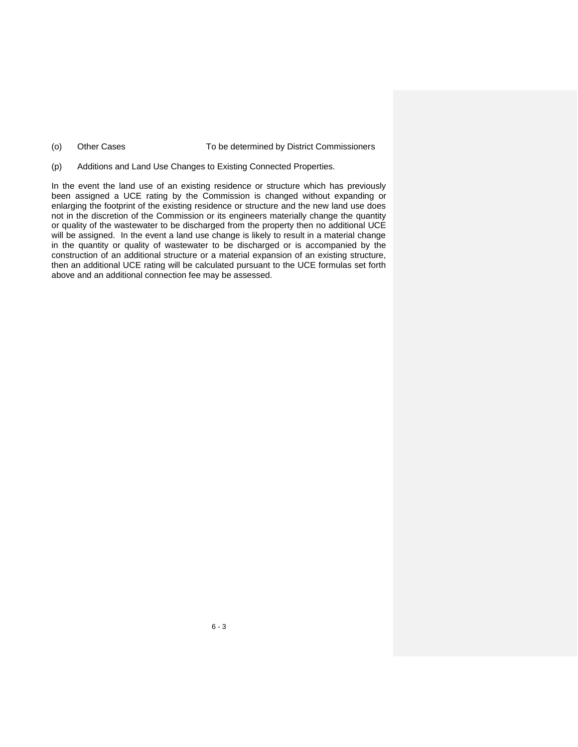(o) Other Cases  To be determined by District Commissioners

(p) Additions and Land Use Changes to Existing Connected Properties.

In the event the land use of an existing residence or structure which has previously been assigned a UCE rating by the Commission is changed without expanding or enlarging the footprint of the existing residence or structure and the new land use does not in the discretion of the Commission or its engineers materially change the quantity or quality of the wastewater to be discharged from the property then no additional UCE will be assigned. In the event a land use change is likely to result in a material change in the quantity or quality of wastewater to be discharged or is accompanied by the construction of an additional structure or a material expansion of an existing structure, then an additional UCE rating will be calculated pursuant to the UCE formulas set forth above and an additional connection fee may be assessed.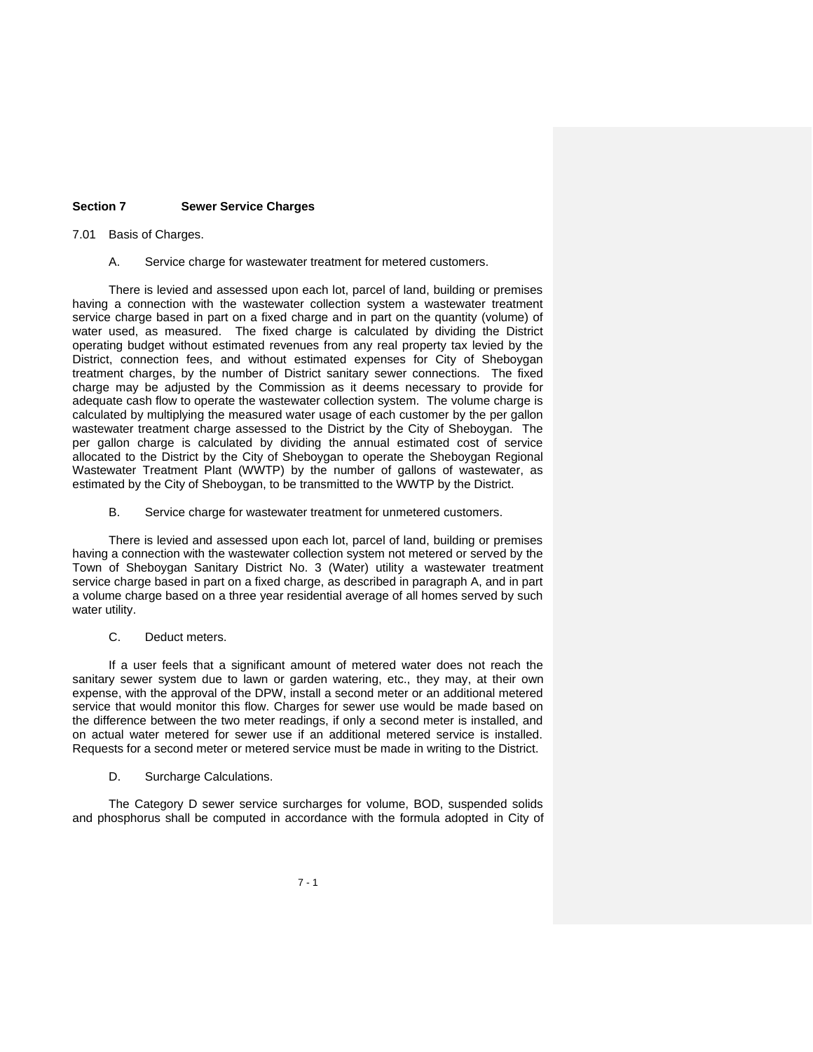## Section 7 Sewer Service Charges

7.01 Basis of Charges.

A. Service charge for wastewater treatment for metered customers.

There is levied and assessed upon each lot, parcel of land, building or premises having a connection with the wastewater collection system a wastewater treatment service charge based in part on a fixed charge and in part on the quantity (volume) of water used, as measured. The fixed charge is calculated by dividing the District operating budget without estimated revenues from any real property tax levied by the District, connection fees, and without estimated expenses for City of Sheboygan treatment charges, by the number of District sanitary sewer connections. The fixed charge may be adjusted by the Commission as it deems necessary to provide for adequate cash flow to operate the wastewater collection system. The volume charge is calculated by multiplying the measured water usage of each customer by the per gallon wastewater treatment charge assessed to the District by the City of Sheboygan. The per gallon charge is calculated by dividing the annual estimated cost of service allocated to the District by the City of Sheboygan to operate the Sheboygan Regional Wastewater Treatment Plant (WWTP) by the number of gallons of wastewater, as estimated by the City of Sheboygan, to be transmitted to the WWTP by the District.

B. Service charge for wastewater treatment for unmetered customers.

There is levied and assessed upon each lot, parcel of land, building or premises having a connection with the wastewater collection system not metered or served by the Town of Sheboygan Sanitary District No. 3 (Water) utility a wastewater treatment service charge based in part on a fixed charge, as described in paragraph A, and in part a volume charge based on a three year residential average of all homes served by such water utility.

C. Deduct meters.

If a user feels that a significant amount of metered water does not reach the sanitary sewer system due to lawn or garden watering, etc., they may, at their own expense, with the approval of the DPW, install a second meter or an additional metered service that would monitor this flow. Charges for sewer use would be made based on the difference between the two meter readings, if only a second meter is installed, and on actual water metered for sewer use if an additional metered service is installed. Requests for a second meter or metered service must be made in writing to the District.

D. Surcharge Calculations.

The Category D sewer service surcharges for volume, BOD, suspended solids and phosphorus shall be computed in accordance with the formula adopted in City of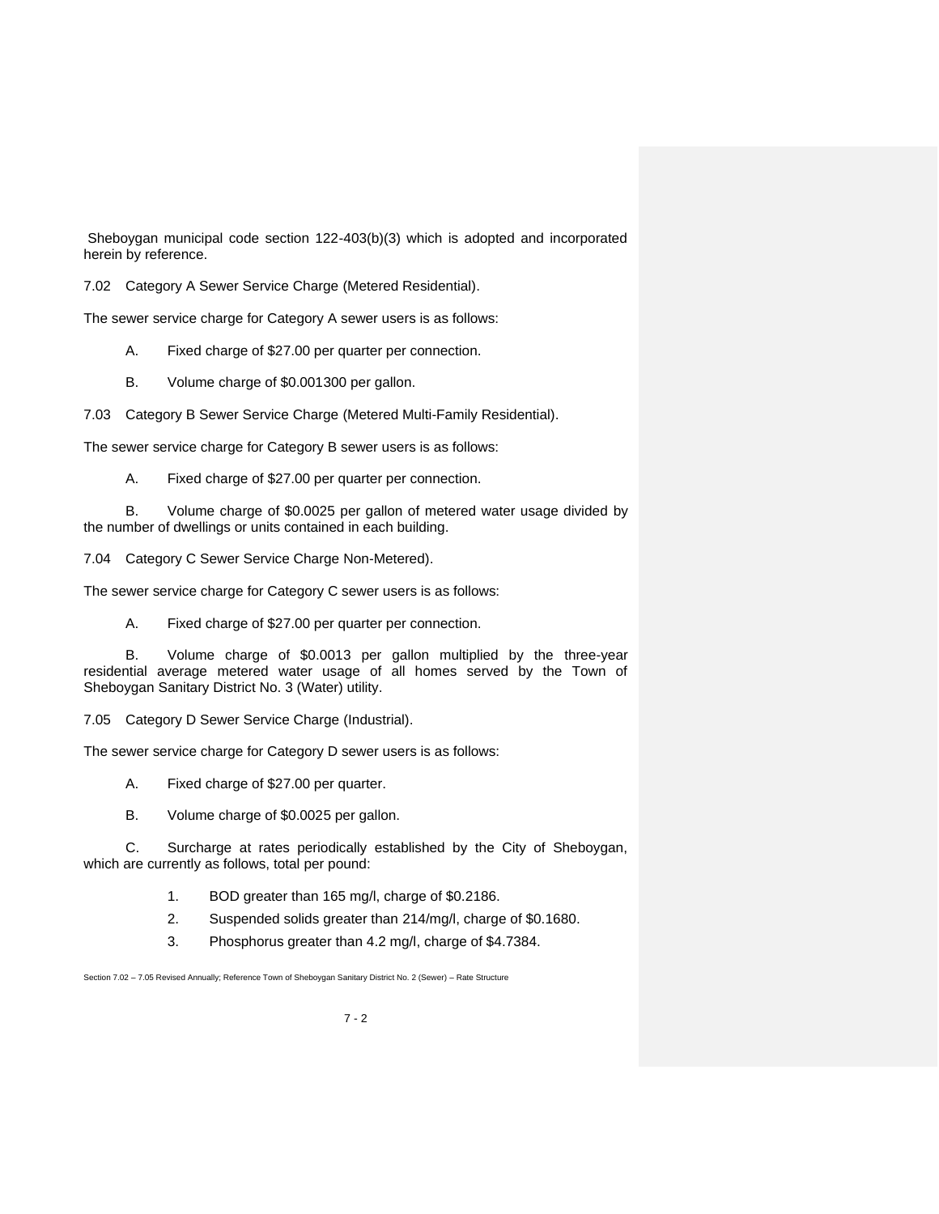Sheboygan municipal code section 122-403(b)(3) which is adopted and incorporated herein by reference.

7.02 Category A Sewer Service Charge (Metered Residential).

The sewer service charge for Category A sewer users is as follows:

A. Fixed charge of $27.00 per quarter per connection.

B. Volume charge of $0.001300 per gallon.

7.03 Category B Sewer Service Charge (Metered Multi-Family Residential).

The sewer service charge for Category B sewer users is as follows:

A. Fixed charge of $27.00 per quarter per connection.

B. Volume charge of $0.0025 per gallon of metered water usage divided by the number of dwellings or units contained in each building.

7.04 Category C Sewer Service Charge Non-Metered).

The sewer service charge for Category C sewer users is as follows:

A. Fixed charge of $27.00 per quarter per connection.

B. Volume charge of $0.0013 per gallon multiplied by the three-year residential average metered water usage of all homes served by the Town of Sheboygan Sanitary District No. 3 (Water) utility.

7.05 Category D Sewer Service Charge (Industrial).

The sewer service charge for Category D sewer users is as follows:

A. Fixed charge of $27.00 per quarter.

B. Volume charge of $0.0025 per gallon.

C. Surcharge at rates periodically established by the City of Sheboygan, which are currently as follows, total per pound:

1. BOD greater than 165 mg/l, charge of $0.2186.
2. Suspended solids greater than 214/mg/l, charge of $0.1680.
3. Phosphorus greater than 4.2 mg/l, charge of $4.7384.

Section 7.02 – 7.05 Revised Annually; Reference Town of Sheboygan Sanitary District No. 2 (Sewer) – Rate Structure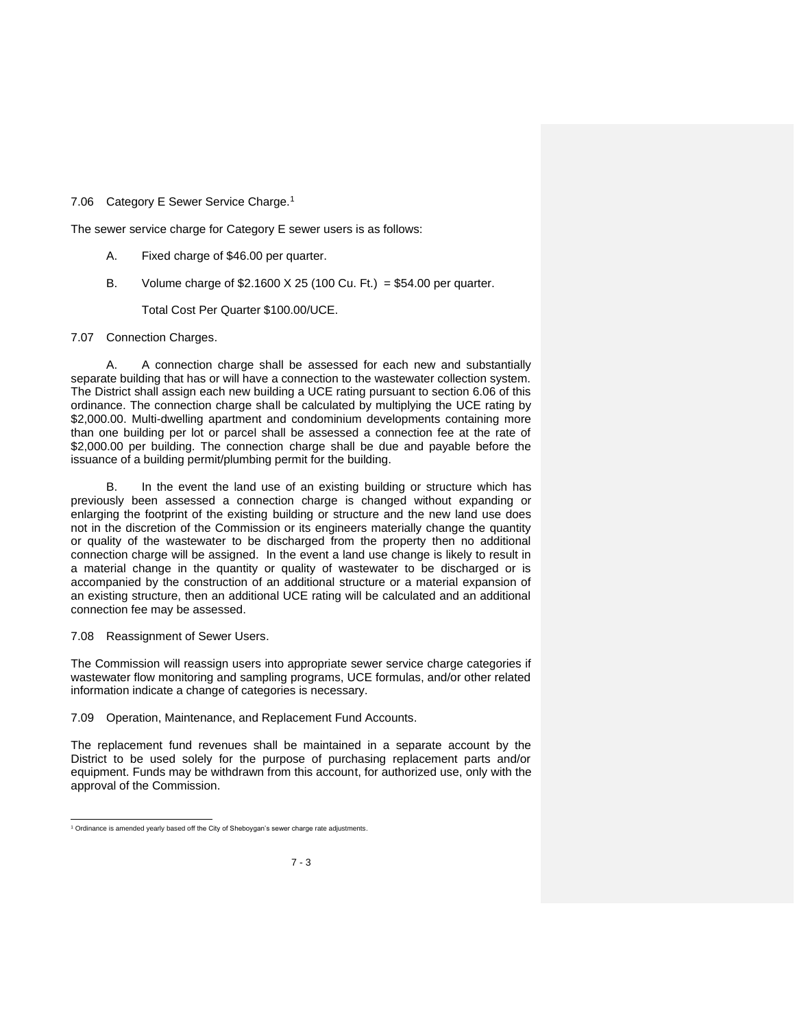7.06 Category E Sewer Service Charge.[1]

The sewer service charge for Category E sewer users is as follows:

A. Fixed charge of $46.00 per quarter.

B. Volume charge of $2.1600 X 25 (100 Cu. Ft.) = $54.00 per quarter.

Total Cost Per Quarter $100.00/UCE.

7.07 Connection Charges.

A. A connection charge shall be assessed for each new and substantially separate building that has or will have a connection to the wastewater collection system. The District shall assign each new building a UCE rating pursuant to section 6.06 of this ordinance. The connection charge shall be calculated by multiplying the UCE rating by $2,000.00. Multi-dwelling apartment and condominium developments containing more than one building per lot or parcel shall be assessed a connection fee at the rate of $2,000.00 per building. The connection charge shall be due and payable before the issuance of a building permit/plumbing permit for the building.

B. In the event the land use of an existing building or structure which has previously been assessed a connection charge is changed without expanding or enlarging the footprint of the existing building or structure and the new land use does not in the discretion of the Commission or its engineers materially change the quantity or quality of the wastewater to be discharged from the property then no additional connection charge will be assigned. In the event a land use change is likely to result in a material change in the quantity or quality of wastewater to be discharged or is accompanied by the construction of an additional structure or a material expansion of an existing structure, then an additional UCE rating will be calculated and an additional connection fee may be assessed.

7.08 Reassignment of Sewer Users.

The Commission will reassign users into appropriate sewer service charge categories if wastewater flow monitoring and sampling programs, UCE formulas, and/or other related information indicate a change of categories is necessary.

7.09 Operation, Maintenance, and Replacement Fund Accounts.

The replacement fund revenues shall be maintained in a separate account by the District to be used solely for the purpose of purchasing replacement parts and/or equipment. Funds may be withdrawn from this account, for authorized use, only with the approval of the Commission.

[1] Ordinance is amended yearly based off the City of Sheboygan's sewer charge rate adjustments.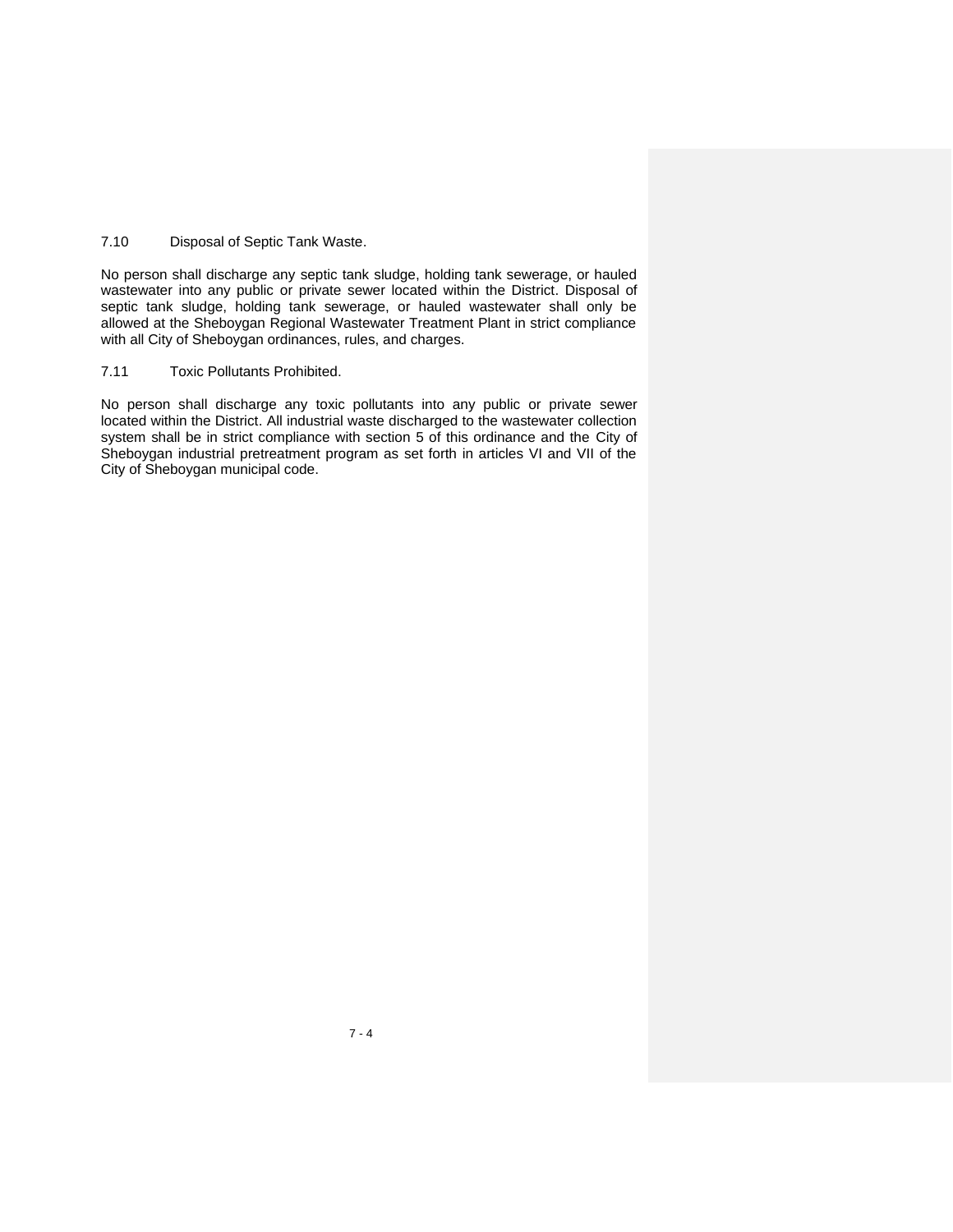### 7.10 Disposal of Septic Tank Waste.

No person shall discharge any septic tank sludge, holding tank sewerage, or hauled wastewater into any public or private sewer located within the District. Disposal of septic tank sludge, holding tank sewerage, or hauled wastewater shall only be allowed at the Sheboygan Regional Wastewater Treatment Plant in strict compliance with all City of Sheboygan ordinances, rules, and charges.

### 7.11 Toxic Pollutants Prohibited.

No person shall discharge any toxic pollutants into any public or private sewer located within the District. All industrial waste discharged to the wastewater collection system shall be in strict compliance with section 5 of this ordinance and the City of Sheboygan industrial pretreatment program as set forth in articles VI and VII of the City of Sheboygan municipal code.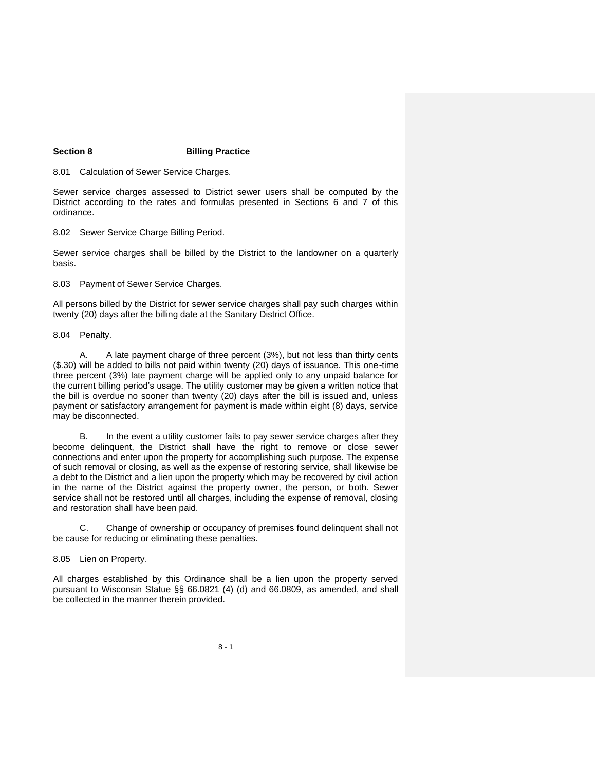## Section 8 Billing Practice

8.01 Calculation of Sewer Service Charges.

Sewer service charges assessed to District sewer users shall be computed by the District according to the rates and formulas presented in Sections 6 and 7 of this ordinance.

8.02 Sewer Service Charge Billing Period.

Sewer service charges shall be billed by the District to the landowner on a quarterly basis.

8.03 Payment of Sewer Service Charges.

All persons billed by the District for sewer service charges shall pay such charges within twenty (20) days after the billing date at the Sanitary District Office.

8.04 Penalty.

A. A late payment charge of three percent (3%), but not less than thirty cents ($.30) will be added to bills not paid within twenty (20) days of issuance. This one-time three percent (3%) late payment charge will be applied only to any unpaid balance for the current billing period's usage. The utility customer may be given a written notice that the bill is overdue no sooner than twenty (20) days after the bill is issued and, unless payment or satisfactory arrangement for payment is made within eight (8) days, service may be disconnected.

B. In the event a utility customer fails to pay sewer service charges after they become delinquent, the District shall have the right to remove or close sewer connections and enter upon the property for accomplishing such purpose. The expense of such removal or closing, as well as the expense of restoring service, shall likewise be a debt to the District and a lien upon the property which may be recovered by civil action in the name of the District against the property owner, the person, or both. Sewer service shall not be restored until all charges, including the expense of removal, closing and restoration shall have been paid.

C. Change of ownership or occupancy of premises found delinquent shall not be cause for reducing or eliminating these penalties.

8.05 Lien on Property.

All charges established by this Ordinance shall be a lien upon the property served pursuant to Wisconsin Statue §§ 66.0821 (4) (d) and 66.0809, as amended, and shall be collected in the manner therein provided.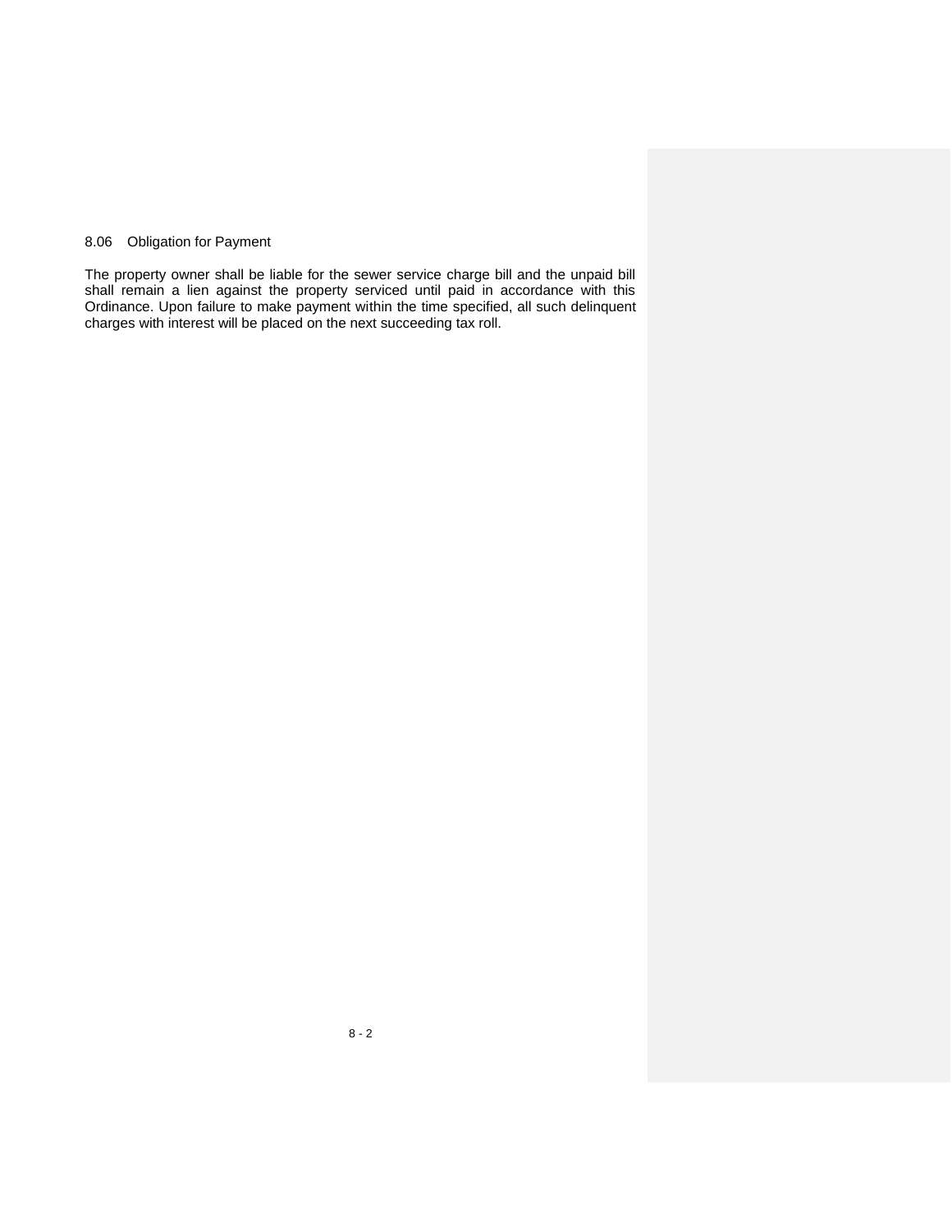### 8.06 Obligation for Payment

The property owner shall be liable for the sewer service charge bill and the unpaid bill shall remain a lien against the property serviced until paid in accordance with this Ordinance. Upon failure to make payment within the time specified, all such delinquent charges with interest will be placed on the next succeeding tax roll.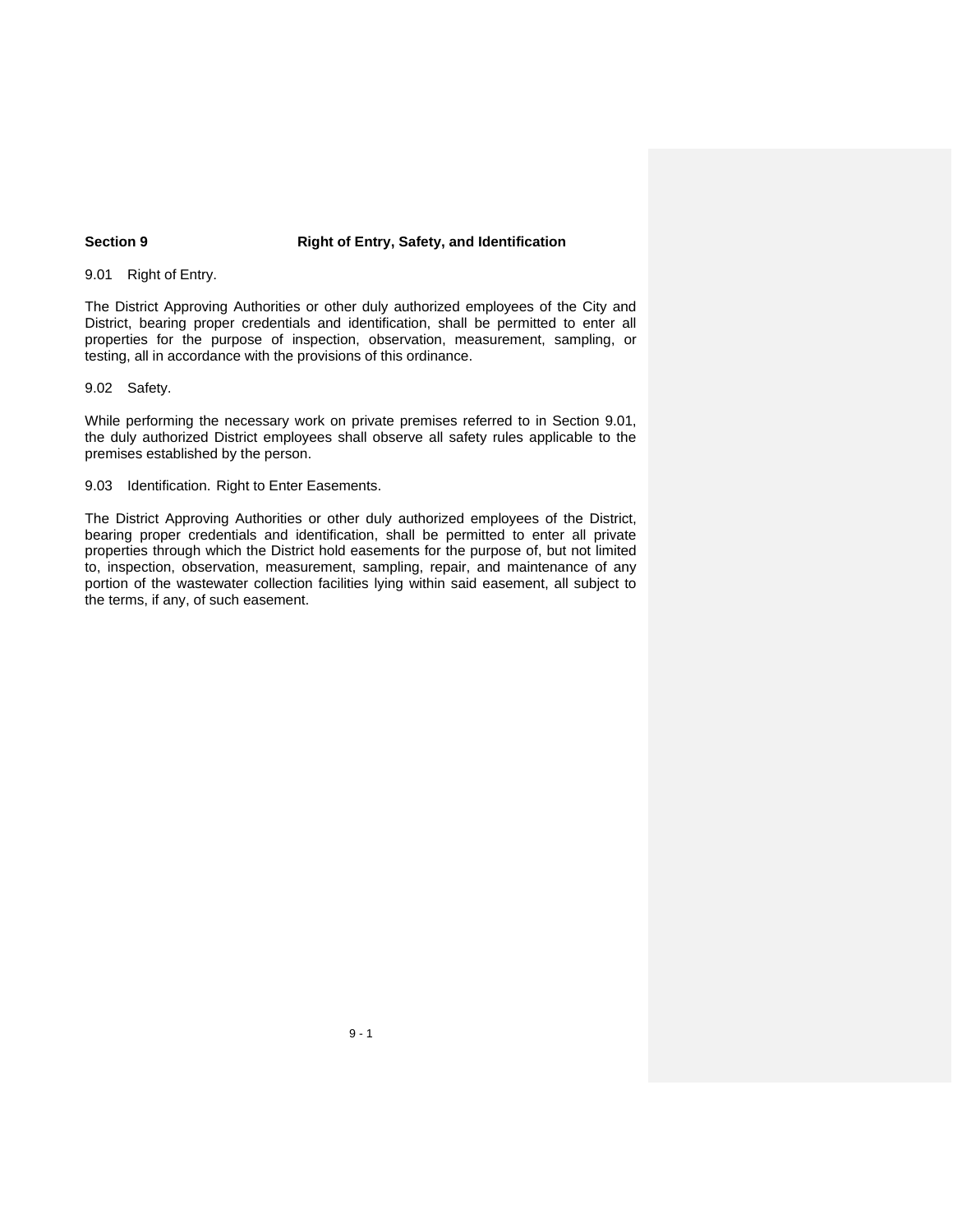## Section 9 Right of Entry, Safety, and Identification

9.01 Right of Entry.

The District Approving Authorities or other duly authorized employees of the City and District, bearing proper credentials and identification, shall be permitted to enter all properties for the purpose of inspection, observation, measurement, sampling, or testing, all in accordance with the provisions of this ordinance.

9.02 Safety.

While performing the necessary work on private premises referred to in Section 9.01, the duly authorized District employees shall observe all safety rules applicable to the premises established by the person.

9.03 Identification. Right to Enter Easements.

The District Approving Authorities or other duly authorized employees of the District, bearing proper credentials and identification, shall be permitted to enter all private properties through which the District hold easements for the purpose of, but not limited to, inspection, observation, measurement, sampling, repair, and maintenance of any portion of the wastewater collection facilities lying within said easement, all subject to the terms, if any, of such easement.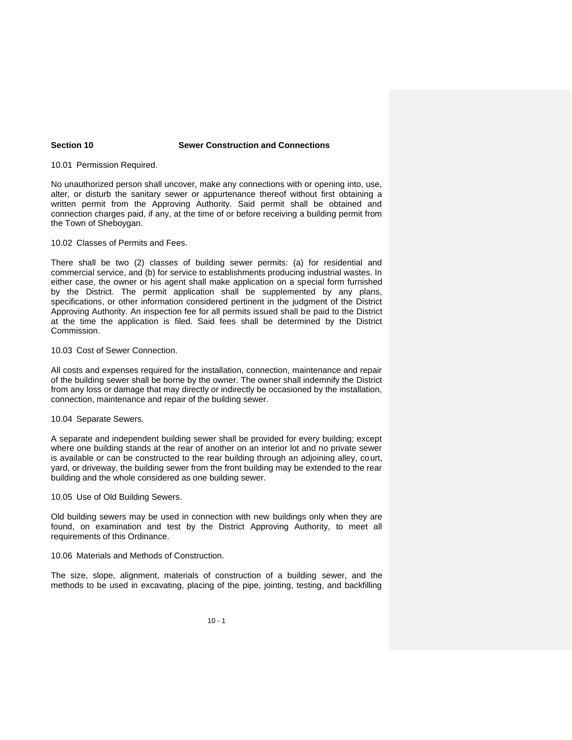## Section 10 Sewer Construction and Connections

10.01 Permission Required.

No unauthorized person shall uncover, make any connections with or opening into, use, alter, or disturb the sanitary sewer or appurtenance thereof without first obtaining a written permit from the Approving Authority. Said permit shall be obtained and connection charges paid, if any, at the time of or before receiving a building permit from the Town of Sheboygan.

10.02 Classes of Permits and Fees.

There shall be two (2) classes of building sewer permits: (a) for residential and commercial service, and (b) for service to establishments producing industrial wastes. In either case, the owner or his agent shall make application on a special form furnished by the District. The permit application shall be supplemented by any plans, specifications, or other information considered pertinent in the judgment of the District Approving Authority. An inspection fee for all permits issued shall be paid to the District at the time the application is filed. Said fees shall be determined by the District Commission.

10.03 Cost of Sewer Connection.

All costs and expenses required for the installation, connection, maintenance and repair of the building sewer shall be borne by the owner. The owner shall indemnify the District from any loss or damage that may directly or indirectly be occasioned by the installation, connection, maintenance and repair of the building sewer.

10.04 Separate Sewers.

A separate and independent building sewer shall be provided for every building; except where one building stands at the rear of another on an interior lot and no private sewer is available or can be constructed to the rear building through an adjoining alley, court, yard, or driveway, the building sewer from the front building may be extended to the rear building and the whole considered as one building sewer.

10.05 Use of Old Building Sewers.

Old building sewers may be used in connection with new buildings only when they are found, on examination and test by the District Approving Authority, to meet all requirements of this Ordinance.

10.06 Materials and Methods of Construction.

The size, slope, alignment, materials of construction of a building sewer, and the methods to be used in excavating, placing of the pipe, jointing, testing, and backfilling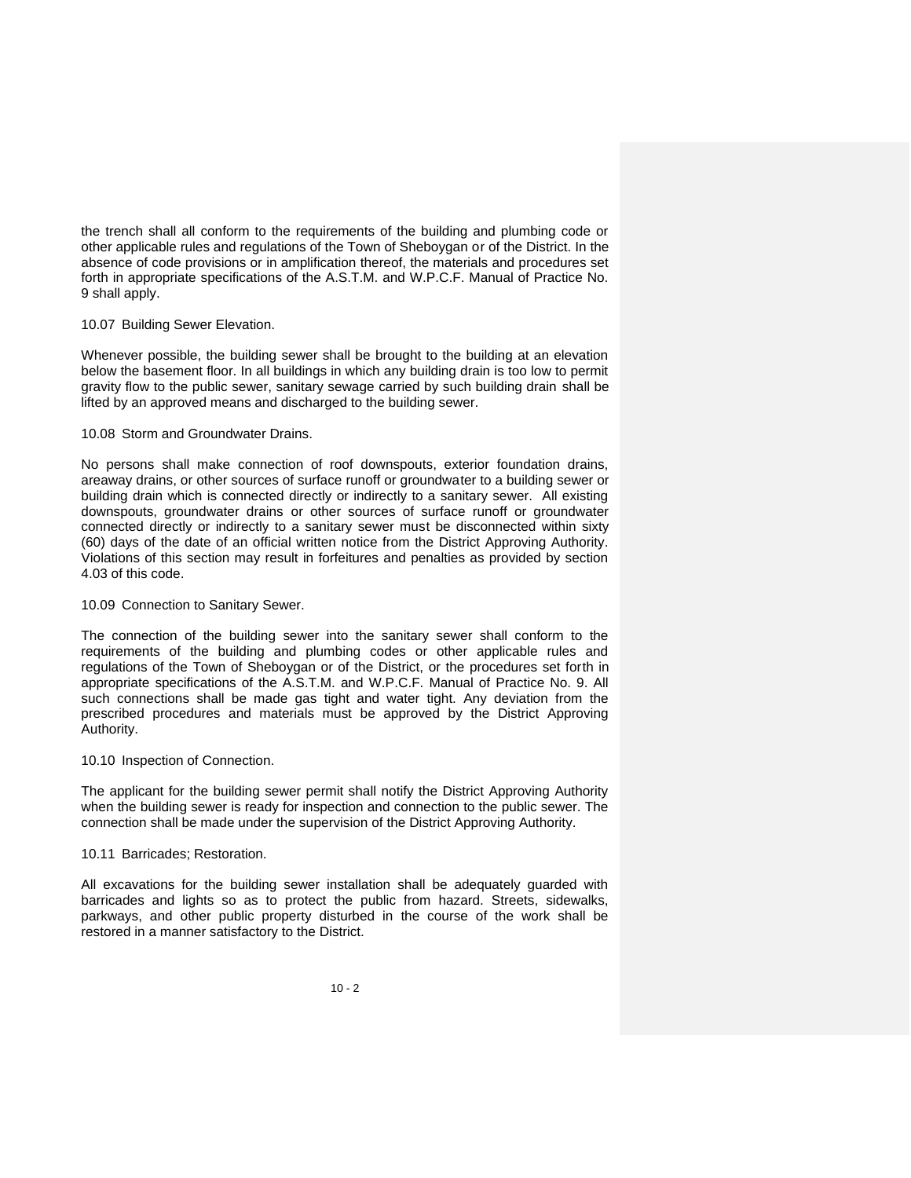the trench shall all conform to the requirements of the building and plumbing code or other applicable rules and regulations of the Town of Sheboygan or of the District. In the absence of code provisions or in amplification thereof, the materials and procedures set forth in appropriate specifications of the A.S.T.M. and W.P.C.F. Manual of Practice No. 9 shall apply.

### 10.07 Building Sewer Elevation.

Whenever possible, the building sewer shall be brought to the building at an elevation below the basement floor. In all buildings in which any building drain is too low to permit gravity flow to the public sewer, sanitary sewage carried by such building drain shall be lifted by an approved means and discharged to the building sewer.

### 10.08 Storm and Groundwater Drains.

No persons shall make connection of roof downspouts, exterior foundation drains, areaway drains, or other sources of surface runoff or groundwater to a building sewer or building drain which is connected directly or indirectly to a sanitary sewer. All existing downspouts, groundwater drains or other sources of surface runoff or groundwater connected directly or indirectly to a sanitary sewer must be disconnected within sixty (60) days of the date of an official written notice from the District Approving Authority. Violations of this section may result in forfeitures and penalties as provided by section 4.03 of this code.

### 10.09 Connection to Sanitary Sewer.

The connection of the building sewer into the sanitary sewer shall conform to the requirements of the building and plumbing codes or other applicable rules and regulations of the Town of Sheboygan or of the District, or the procedures set forth in appropriate specifications of the A.S.T.M. and W.P.C.F. Manual of Practice No. 9. All such connections shall be made gas tight and water tight. Any deviation from the prescribed procedures and materials must be approved by the District Approving Authority.

### 10.10 Inspection of Connection.

The applicant for the building sewer permit shall notify the District Approving Authority when the building sewer is ready for inspection and connection to the public sewer. The connection shall be made under the supervision of the District Approving Authority.

### 10.11 Barricades; Restoration.

All excavations for the building sewer installation shall be adequately guarded with barricades and lights so as to protect the public from hazard. Streets, sidewalks, parkways, and other public property disturbed in the course of the work shall be restored in a manner satisfactory to the District.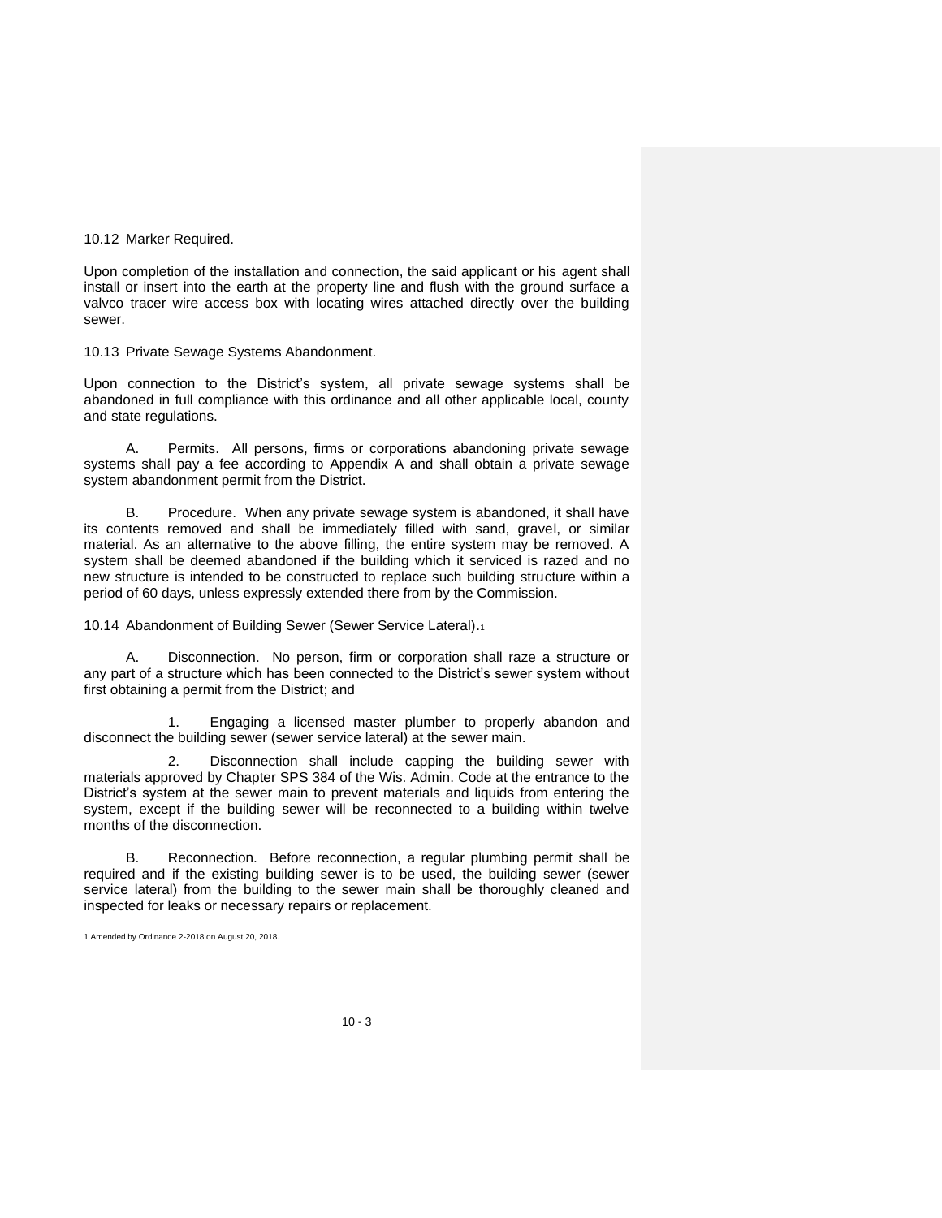10.12 Marker Required.

Upon completion of the installation and connection, the said applicant or his agent shall install or insert into the earth at the property line and flush with the ground surface a valvco tracer wire access box with locating wires attached directly over the building sewer.

10.13 Private Sewage Systems Abandonment.

Upon connection to the District's system, all private sewage systems shall be abandoned in full compliance with this ordinance and all other applicable local, county and state regulations.

A. Permits. All persons, firms or corporations abandoning private sewage systems shall pay a fee according to Appendix A and shall obtain a private sewage system abandonment permit from the District.

B. Procedure. When any private sewage system is abandoned, it shall have its contents removed and shall be immediately filled with sand, gravel, or similar material. As an alternative to the above filling, the entire system may be removed. A system shall be deemed abandoned if the building which it serviced is razed and no new structure is intended to be constructed to replace such building structure within a period of 60 days, unless expressly extended there from by the Commission.

10.14 Abandonment of Building Sewer (Sewer Service Lateral).[1]

A. Disconnection. No person, firm or corporation shall raze a structure or any part of a structure which has been connected to the District's sewer system without first obtaining a permit from the District; and

1. Engaging a licensed master plumber to properly abandon and disconnect the building sewer (sewer service lateral) at the sewer main.

2. Disconnection shall include capping the building sewer with materials approved by Chapter SPS 384 of the Wis. Admin. Code at the entrance to the District's system at the sewer main to prevent materials and liquids from entering the system, except if the building sewer will be reconnected to a building within twelve months of the disconnection.

B. Reconnection. Before reconnection, a regular plumbing permit shall be required and if the existing building sewer is to be used, the building sewer (sewer service lateral) from the building to the sewer main shall be thoroughly cleaned and inspected for leaks or necessary repairs or replacement.

[1] Amended by Ordinance 2-2018 on August 20, 2018.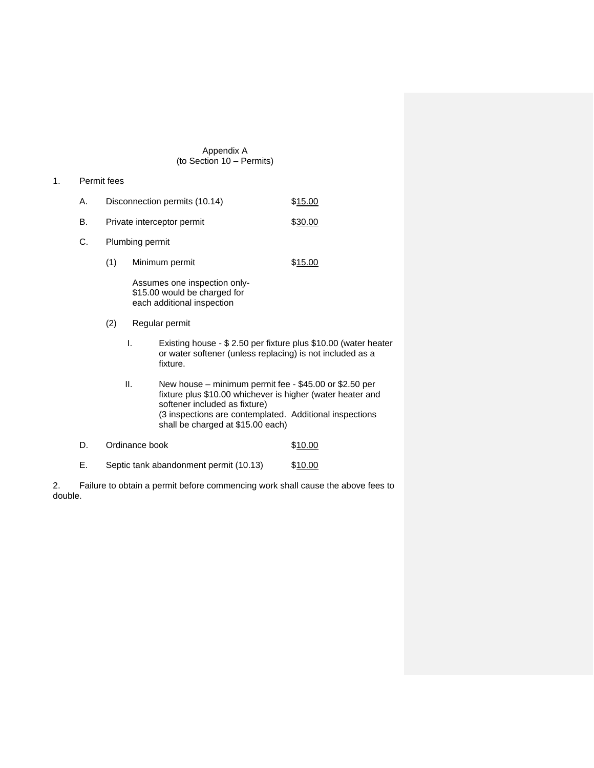Appendix A
(to Section 10 – Permits)

1. Permit fees

   A. Disconnection permits (10.14) $15.00

   B. Private interceptor permit $30.00

   C. Plumbing permit

      (1) Minimum permit $15.00

      Assumes one inspection only- $15.00 would be charged for each additional inspection

      (2) Regular permit

         I. Existing house - $ 2.50 per fixture plus $10.00 (water heater or water softener (unless replacing) is not included as a fixture.

         II. New house – minimum permit fee - $45.00 or $2.50 per fixture plus $10.00 whichever is higher (water heater and softener included as fixture)
         (3 inspections are contemplated. Additional inspections shall be charged at $15.00 each)

   D. Ordinance book $10.00

   E. Septic tank abandonment permit (10.13) $10.00

2. Failure to obtain a permit before commencing work shall cause the above fees to double.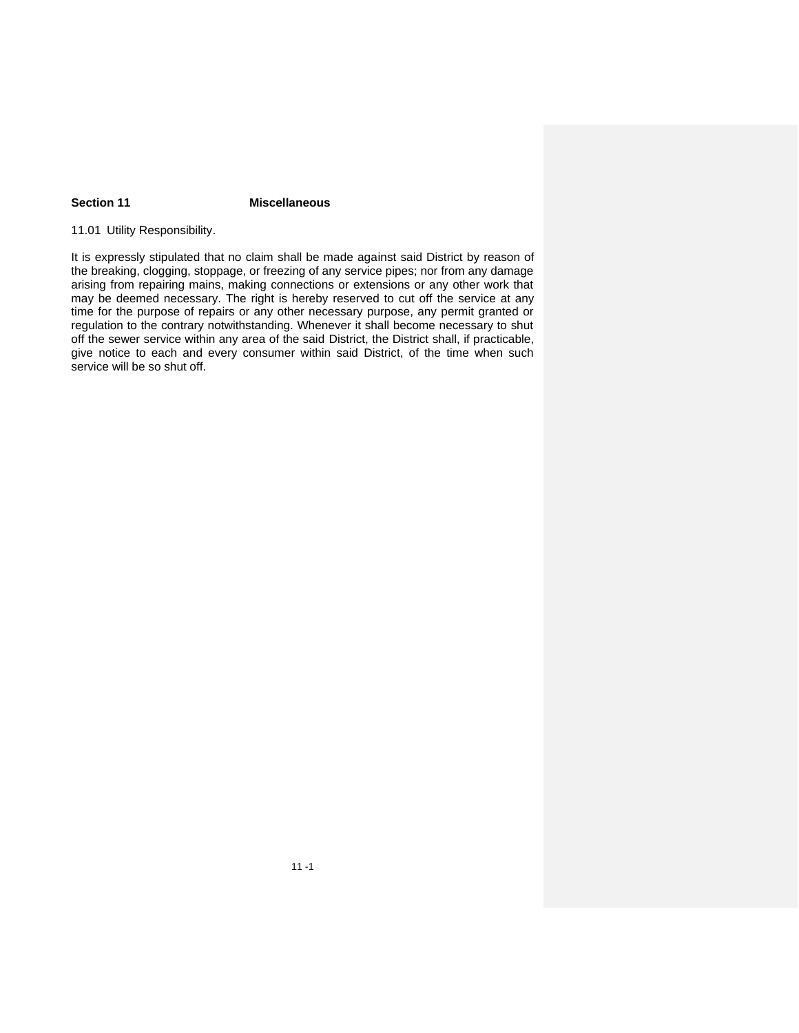## Section 11 Miscellaneous

11.01 Utility Responsibility.

It is expressly stipulated that no claim shall be made against said District by reason of the breaking, clogging, stoppage, or freezing of any service pipes; nor from any damage arising from repairing mains, making connections or extensions or any other work that may be deemed necessary. The right is hereby reserved to cut off the service at any time for the purpose of repairs or any other necessary purpose, any permit granted or regulation to the contrary notwithstanding. Whenever it shall become necessary to shut off the sewer service within any area of the said District, the District shall, if practicable, give notice to each and every consumer within said District, of the time when such service will be so shut off.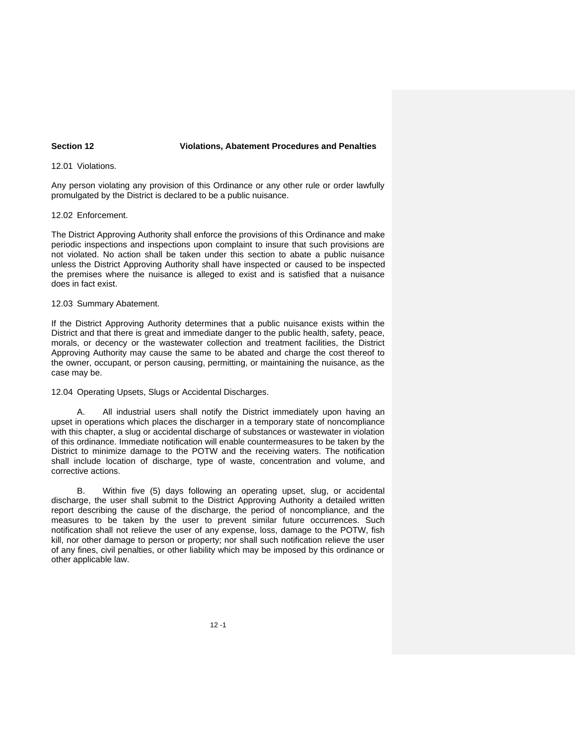## Section 12 Violations, Abatement Procedures and Penalties

12.01 Violations.

Any person violating any provision of this Ordinance or any other rule or order lawfully promulgated by the District is declared to be a public nuisance.

12.02 Enforcement.

The District Approving Authority shall enforce the provisions of this Ordinance and make periodic inspections and inspections upon complaint to insure that such provisions are not violated. No action shall be taken under this section to abate a public nuisance unless the District Approving Authority shall have inspected or caused to be inspected the premises where the nuisance is alleged to exist and is satisfied that a nuisance does in fact exist.

12.03 Summary Abatement.

If the District Approving Authority determines that a public nuisance exists within the District and that there is great and immediate danger to the public health, safety, peace, morals, or decency or the wastewater collection and treatment facilities, the District Approving Authority may cause the same to be abated and charge the cost thereof to the owner, occupant, or person causing, permitting, or maintaining the nuisance, as the case may be.

12.04 Operating Upsets, Slugs or Accidental Discharges.

A. All industrial users shall notify the District immediately upon having an upset in operations which places the discharger in a temporary state of noncompliance with this chapter, a slug or accidental discharge of substances or wastewater in violation of this ordinance. Immediate notification will enable countermeasures to be taken by the District to minimize damage to the POTW and the receiving waters. The notification shall include location of discharge, type of waste, concentration and volume, and corrective actions.

B. Within five (5) days following an operating upset, slug, or accidental discharge, the user shall submit to the District Approving Authority a detailed written report describing the cause of the discharge, the period of noncompliance, and the measures to be taken by the user to prevent similar future occurrences. Such notification shall not relieve the user of any expense, loss, damage to the POTW, fish kill, nor other damage to person or property; nor shall such notification relieve the user of any fines, civil penalties, or other liability which may be imposed by this ordinance or other applicable law.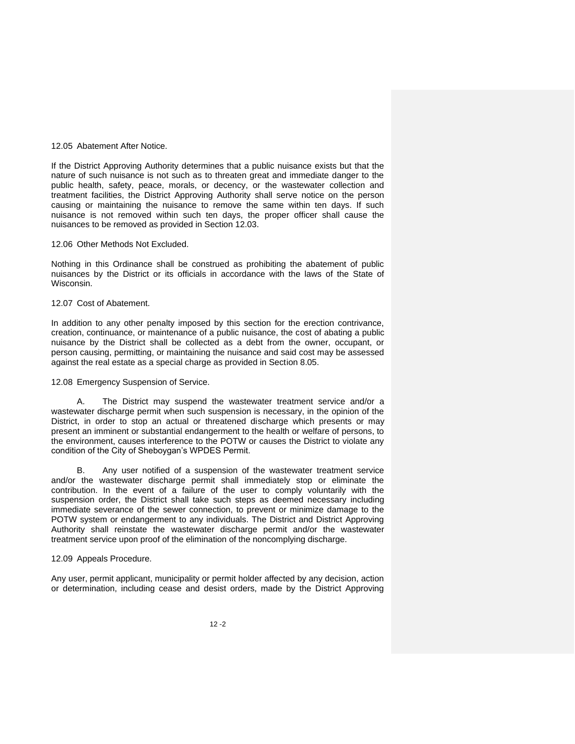12.05 Abatement After Notice.

If the District Approving Authority determines that a public nuisance exists but that the nature of such nuisance is not such as to threaten great and immediate danger to the public health, safety, peace, morals, or decency, or the wastewater collection and treatment facilities, the District Approving Authority shall serve notice on the person causing or maintaining the nuisance to remove the same within ten days. If such nuisance is not removed within such ten days, the proper officer shall cause the nuisances to be removed as provided in Section 12.03.

12.06 Other Methods Not Excluded.

Nothing in this Ordinance shall be construed as prohibiting the abatement of public nuisances by the District or its officials in accordance with the laws of the State of Wisconsin.

12.07 Cost of Abatement.

In addition to any other penalty imposed by this section for the erection contrivance, creation, continuance, or maintenance of a public nuisance, the cost of abating a public nuisance by the District shall be collected as a debt from the owner, occupant, or person causing, permitting, or maintaining the nuisance and said cost may be assessed against the real estate as a special charge as provided in Section 8.05.

12.08 Emergency Suspension of Service.

A. The District may suspend the wastewater treatment service and/or a wastewater discharge permit when such suspension is necessary, in the opinion of the District, in order to stop an actual or threatened discharge which presents or may present an imminent or substantial endangerment to the health or welfare of persons, to the environment, causes interference to the POTW or causes the District to violate any condition of the City of Sheboygan's WPDES Permit.

B. Any user notified of a suspension of the wastewater treatment service and/or the wastewater discharge permit shall immediately stop or eliminate the contribution. In the event of a failure of the user to comply voluntarily with the suspension order, the District shall take such steps as deemed necessary including immediate severance of the sewer connection, to prevent or minimize damage to the POTW system or endangerment to any individuals. The District and District Approving Authority shall reinstate the wastewater discharge permit and/or the wastewater treatment service upon proof of the elimination of the noncomplying discharge.

12.09 Appeals Procedure.

Any user, permit applicant, municipality or permit holder affected by any decision, action or determination, including cease and desist orders, made by the District Approving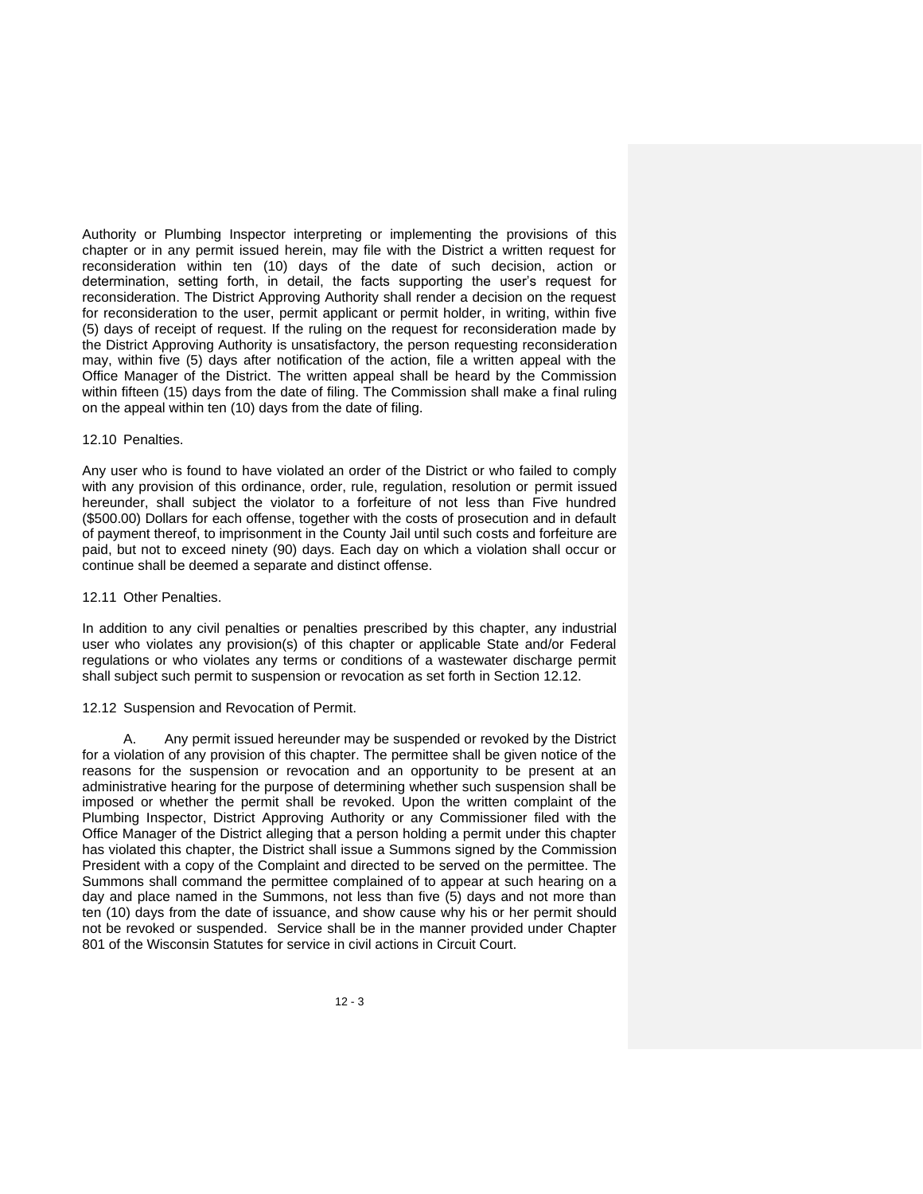Authority or Plumbing Inspector interpreting or implementing the provisions of this chapter or in any permit issued herein, may file with the District a written request for reconsideration within ten (10) days of the date of such decision, action or determination, setting forth, in detail, the facts supporting the user's request for reconsideration. The District Approving Authority shall render a decision on the request for reconsideration to the user, permit applicant or permit holder, in writing, within five (5) days of receipt of request. If the ruling on the request for reconsideration made by the District Approving Authority is unsatisfactory, the person requesting reconsideration may, within five (5) days after notification of the action, file a written appeal with the Office Manager of the District. The written appeal shall be heard by the Commission within fifteen (15) days from the date of filing. The Commission shall make a final ruling on the appeal within ten (10) days from the date of filing.

12.10 Penalties.

Any user who is found to have violated an order of the District or who failed to comply with any provision of this ordinance, order, rule, regulation, resolution or permit issued hereunder, shall subject the violator to a forfeiture of not less than Five hundred ($500.00) Dollars for each offense, together with the costs of prosecution and in default of payment thereof, to imprisonment in the County Jail until such costs and forfeiture are paid, but not to exceed ninety (90) days. Each day on which a violation shall occur or continue shall be deemed a separate and distinct offense.

12.11 Other Penalties.

In addition to any civil penalties or penalties prescribed by this chapter, any industrial user who violates any provision(s) of this chapter or applicable State and/or Federal regulations or who violates any terms or conditions of a wastewater discharge permit shall subject such permit to suspension or revocation as set forth in Section 12.12.

12.12 Suspension and Revocation of Permit.

A. Any permit issued hereunder may be suspended or revoked by the District for a violation of any provision of this chapter. The permittee shall be given notice of the reasons for the suspension or revocation and an opportunity to be present at an administrative hearing for the purpose of determining whether such suspension shall be imposed or whether the permit shall be revoked. Upon the written complaint of the Plumbing Inspector, District Approving Authority or any Commissioner filed with the Office Manager of the District alleging that a person holding a permit under this chapter has violated this chapter, the District shall issue a Summons signed by the Commission President with a copy of the Complaint and directed to be served on the permittee. The Summons shall command the permittee complained of to appear at such hearing on a day and place named in the Summons, not less than five (5) days and not more than ten (10) days from the date of issuance, and show cause why his or her permit should not be revoked or suspended. Service shall be in the manner provided under Chapter 801 of the Wisconsin Statutes for service in civil actions in Circuit Court.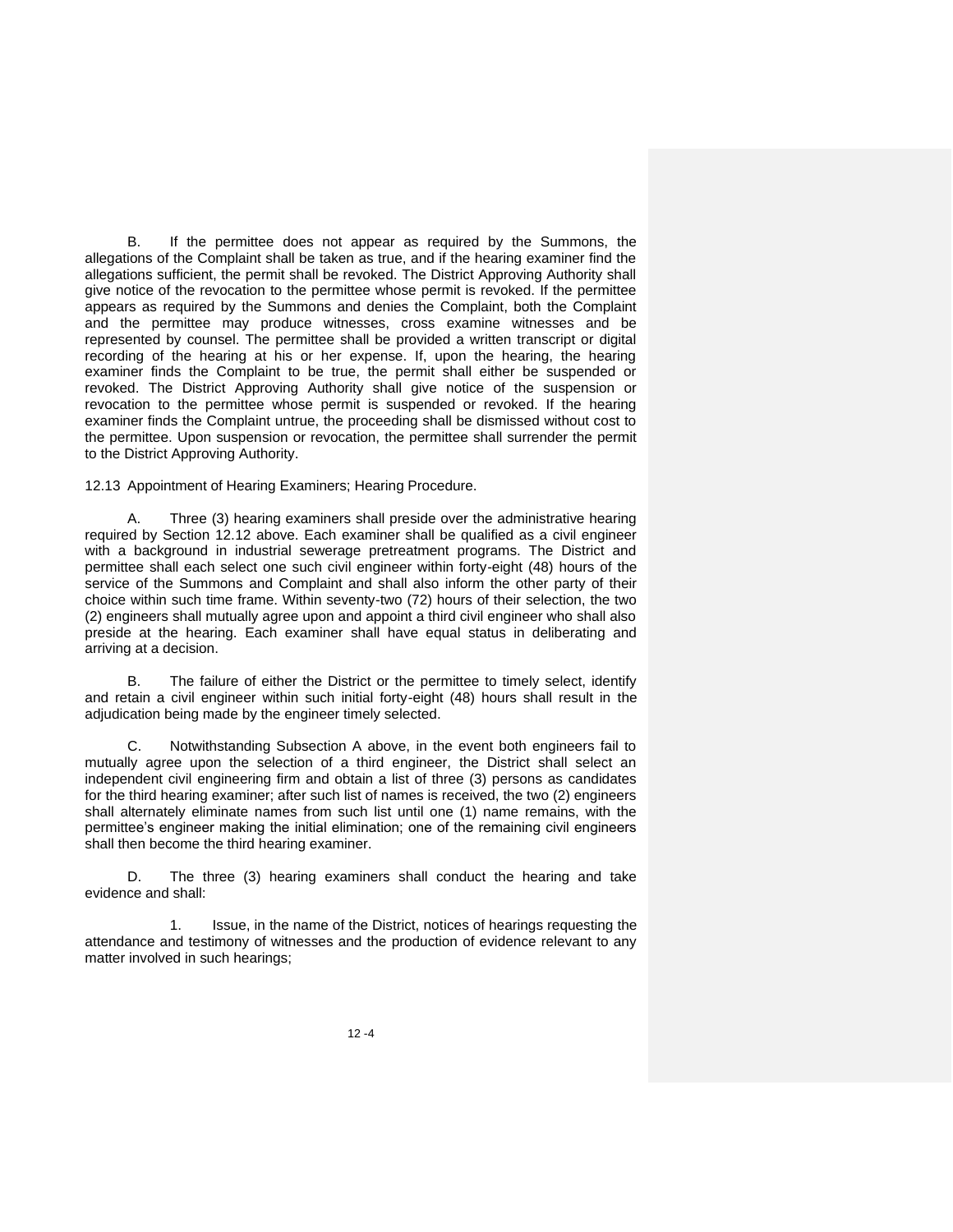B. If the permittee does not appear as required by the Summons, the allegations of the Complaint shall be taken as true, and if the hearing examiner find the allegations sufficient, the permit shall be revoked. The District Approving Authority shall give notice of the revocation to the permittee whose permit is revoked. If the permittee appears as required by the Summons and denies the Complaint, both the Complaint and the permittee may produce witnesses, cross examine witnesses and be represented by counsel. The permittee shall be provided a written transcript or digital recording of the hearing at his or her expense. If, upon the hearing, the hearing examiner finds the Complaint to be true, the permit shall either be suspended or revoked. The District Approving Authority shall give notice of the suspension or revocation to the permittee whose permit is suspended or revoked. If the hearing examiner finds the Complaint untrue, the proceeding shall be dismissed without cost to the permittee. Upon suspension or revocation, the permittee shall surrender the permit to the District Approving Authority.

12.13 Appointment of Hearing Examiners; Hearing Procedure.

A. Three (3) hearing examiners shall preside over the administrative hearing required by Section 12.12 above. Each examiner shall be qualified as a civil engineer with a background in industrial sewerage pretreatment programs. The District and permittee shall each select one such civil engineer within forty-eight (48) hours of the service of the Summons and Complaint and shall also inform the other party of their choice within such time frame. Within seventy-two (72) hours of their selection, the two (2) engineers shall mutually agree upon and appoint a third civil engineer who shall also preside at the hearing. Each examiner shall have equal status in deliberating and arriving at a decision.

B. The failure of either the District or the permittee to timely select, identify and retain a civil engineer within such initial forty-eight (48) hours shall result in the adjudication being made by the engineer timely selected.

C. Notwithstanding Subsection A above, in the event both engineers fail to mutually agree upon the selection of a third engineer, the District shall select an independent civil engineering firm and obtain a list of three (3) persons as candidates for the third hearing examiner; after such list of names is received, the two (2) engineers shall alternately eliminate names from such list until one (1) name remains, with the permittee's engineer making the initial elimination; one of the remaining civil engineers shall then become the third hearing examiner.

D. The three (3) hearing examiners shall conduct the hearing and take evidence and shall:

1. Issue, in the name of the District, notices of hearings requesting the attendance and testimony of witnesses and the production of evidence relevant to any matter involved in such hearings;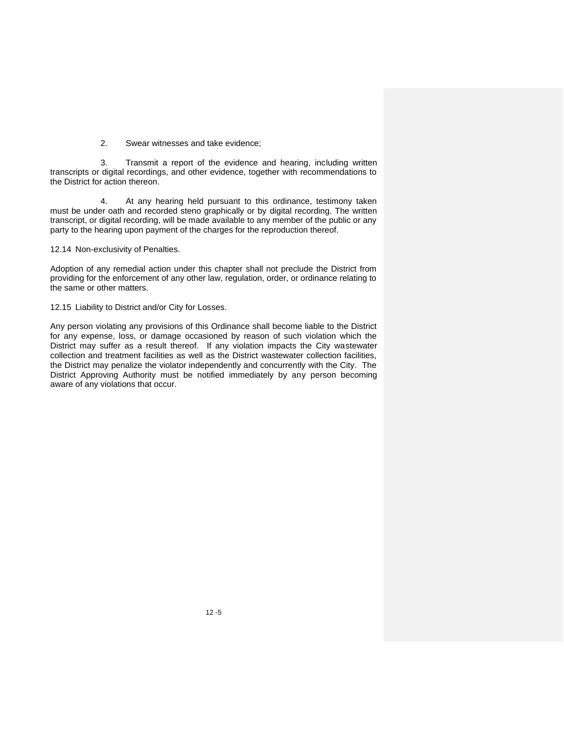2. Swear witnesses and take evidence;

3. Transmit a report of the evidence and hearing, including written transcripts or digital recordings, and other evidence, together with recommendations to the District for action thereon.

4. At any hearing held pursuant to this ordinance, testimony taken must be under oath and recorded steno graphically or by digital recording. The written transcript, or digital recording, will be made available to any member of the public or any party to the hearing upon payment of the charges for the reproduction thereof.

12.14 Non-exclusivity of Penalties.

Adoption of any remedial action under this chapter shall not preclude the District from providing for the enforcement of any other law, regulation, order, or ordinance relating to the same or other matters.

12.15 Liability to District and/or City for Losses.

Any person violating any provisions of this Ordinance shall become liable to the District for any expense, loss, or damage occasioned by reason of such violation which the District may suffer as a result thereof. If any violation impacts the City wastewater collection and treatment facilities as well as the District wastewater collection facilities, the District may penalize the violator independently and concurrently with the City. The District Approving Authority must be notified immediately by any person becoming aware of any violations that occur.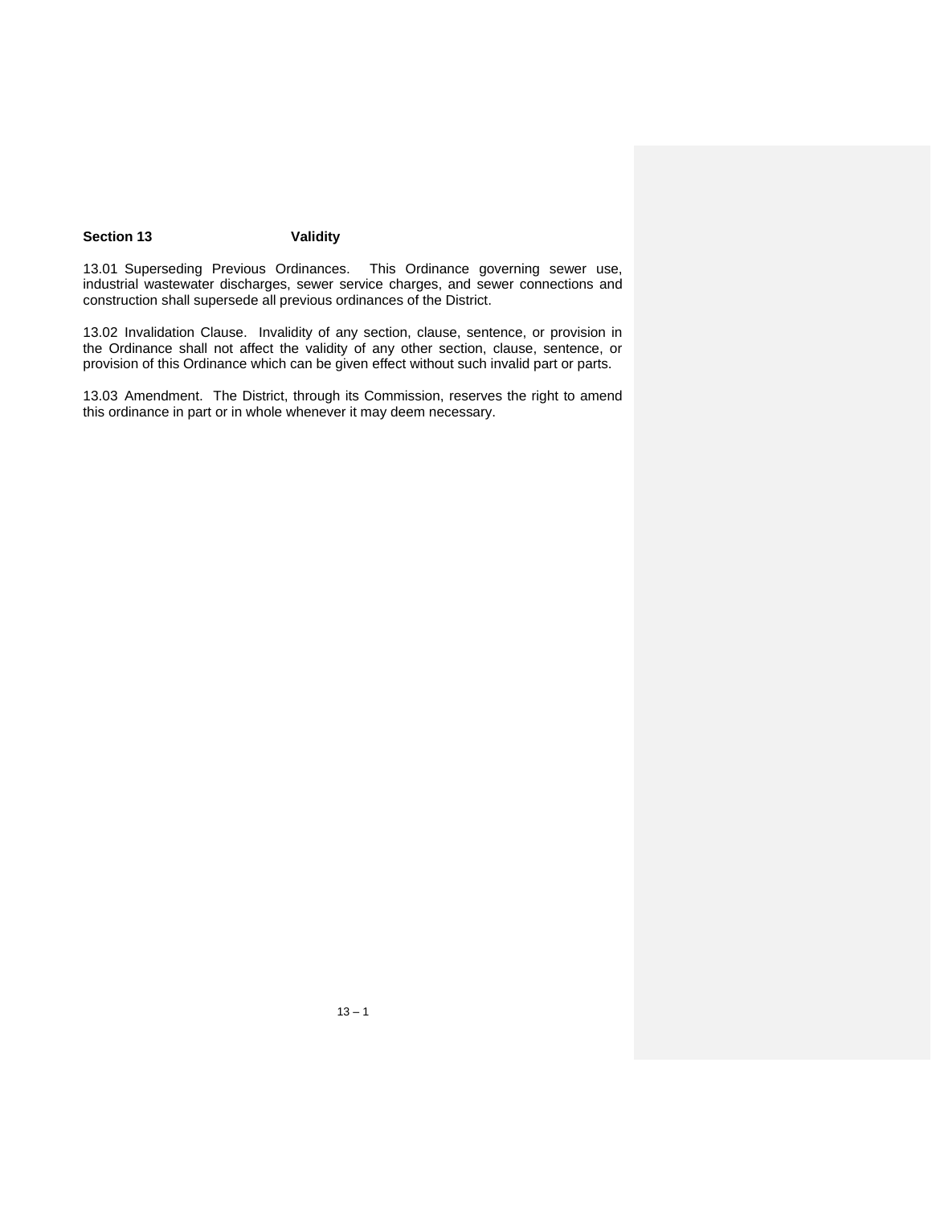## Section 13 Validity

13.01 Superseding Previous Ordinances. This Ordinance governing sewer use, industrial wastewater discharges, sewer service charges, and sewer connections and construction shall supersede all previous ordinances of the District.

13.02 Invalidation Clause. Invalidity of any section, clause, sentence, or provision in the Ordinance shall not affect the validity of any other section, clause, sentence, or provision of this Ordinance which can be given effect without such invalid part or parts.

13.03 Amendment. The District, through its Commission, reserves the right to amend this ordinance in part or in whole whenever it may deem necessary.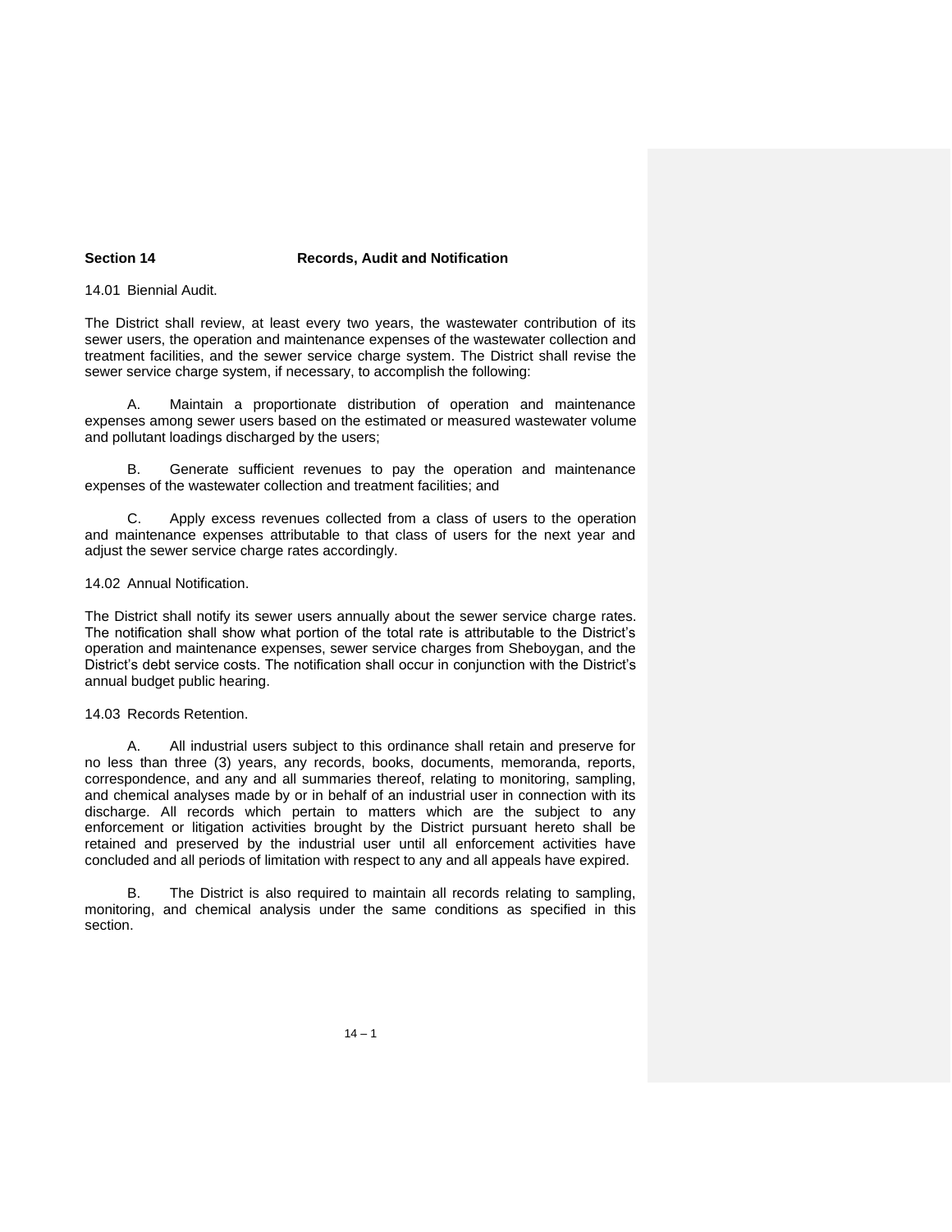## Section 14 Records, Audit and Notification

14.01 Biennial Audit.

The District shall review, at least every two years, the wastewater contribution of its sewer users, the operation and maintenance expenses of the wastewater collection and treatment facilities, and the sewer service charge system. The District shall revise the sewer service charge system, if necessary, to accomplish the following:

A. Maintain a proportionate distribution of operation and maintenance expenses among sewer users based on the estimated or measured wastewater volume and pollutant loadings discharged by the users;

B. Generate sufficient revenues to pay the operation and maintenance expenses of the wastewater collection and treatment facilities; and

C. Apply excess revenues collected from a class of users to the operation and maintenance expenses attributable to that class of users for the next year and adjust the sewer service charge rates accordingly.

14.02 Annual Notification.

The District shall notify its sewer users annually about the sewer service charge rates. The notification shall show what portion of the total rate is attributable to the District's operation and maintenance expenses, sewer service charges from Sheboygan, and the District's debt service costs. The notification shall occur in conjunction with the District's annual budget public hearing.

14.03 Records Retention.

A. All industrial users subject to this ordinance shall retain and preserve for no less than three (3) years, any records, books, documents, memoranda, reports, correspondence, and any and all summaries thereof, relating to monitoring, sampling, and chemical analyses made by or in behalf of an industrial user in connection with its discharge. All records which pertain to matters which are the subject to any enforcement or litigation activities brought by the District pursuant hereto shall be retained and preserved by the industrial user until all enforcement activities have concluded and all periods of limitation with respect to any and all appeals have expired.

B. The District is also required to maintain all records relating to sampling, monitoring, and chemical analysis under the same conditions as specified in this section.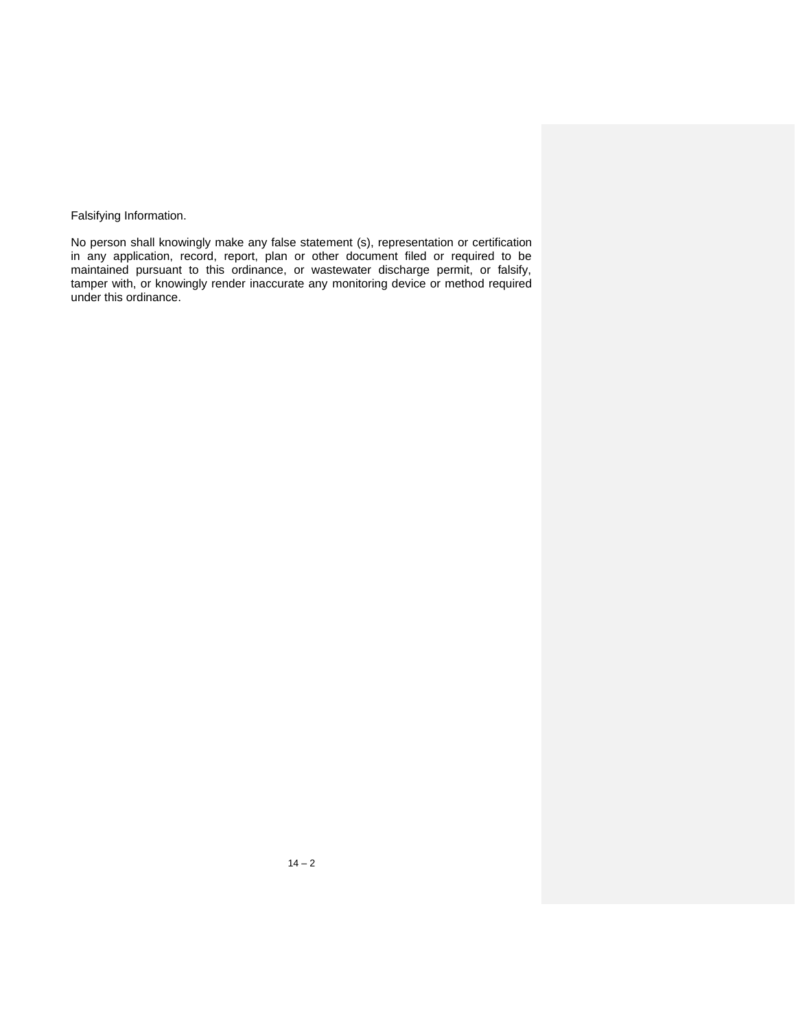Falsifying Information.

No person shall knowingly make any false statement (s), representation or certification in any application, record, report, plan or other document filed or required to be maintained pursuant to this ordinance, or wastewater discharge permit, or falsify, tamper with, or knowingly render inaccurate any monitoring device or method required under this ordinance.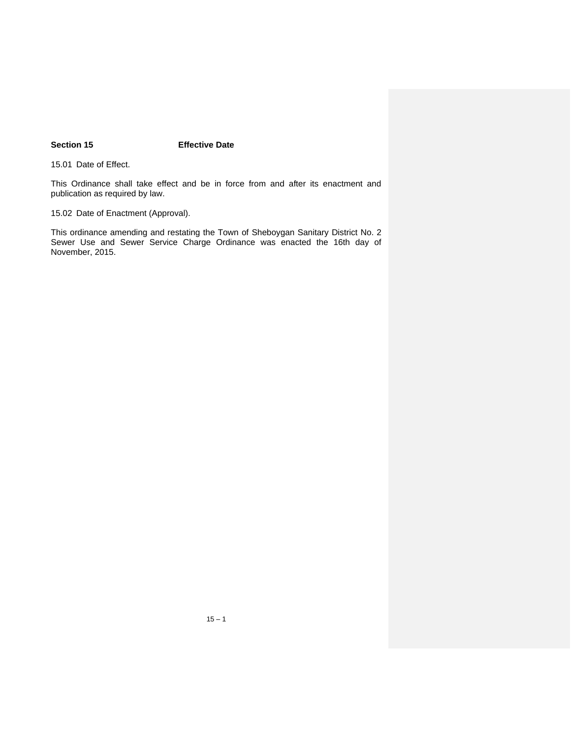## Section 15 Effective Date

15.01 Date of Effect.

This Ordinance shall take effect and be in force from and after its enactment and publication as required by law.

15.02 Date of Enactment (Approval).

This ordinance amending and restating the Town of Sheboygan Sanitary District No. 2 Sewer Use and Sewer Service Charge Ordinance was enacted the 16th day of November, 2015.